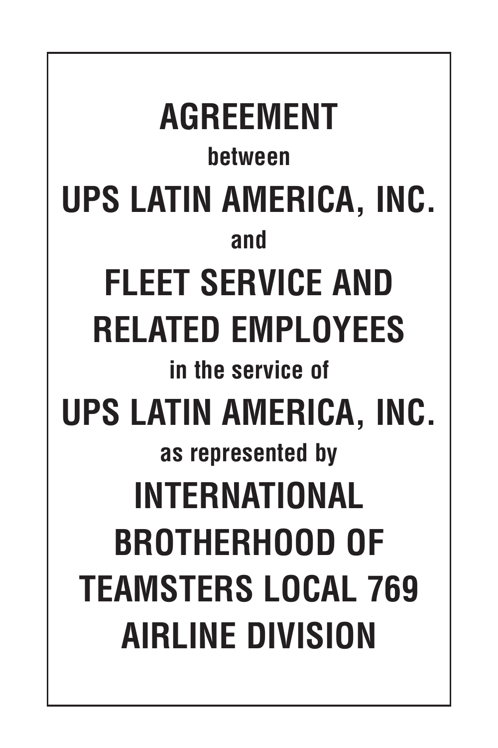# AGREEMENT

**between**

# UPS LATIN AMERICA, INC.

**and**

# FLEET SERVICE AND RELATED EMPLOYEES

**in the service of**

# UPS LATIN AMERICA, INC.

**as represented by**

# INTERNATIONAL BROTHERHOOD OF TEAMSTERS LOCAL 769 AIRLINE DIVISION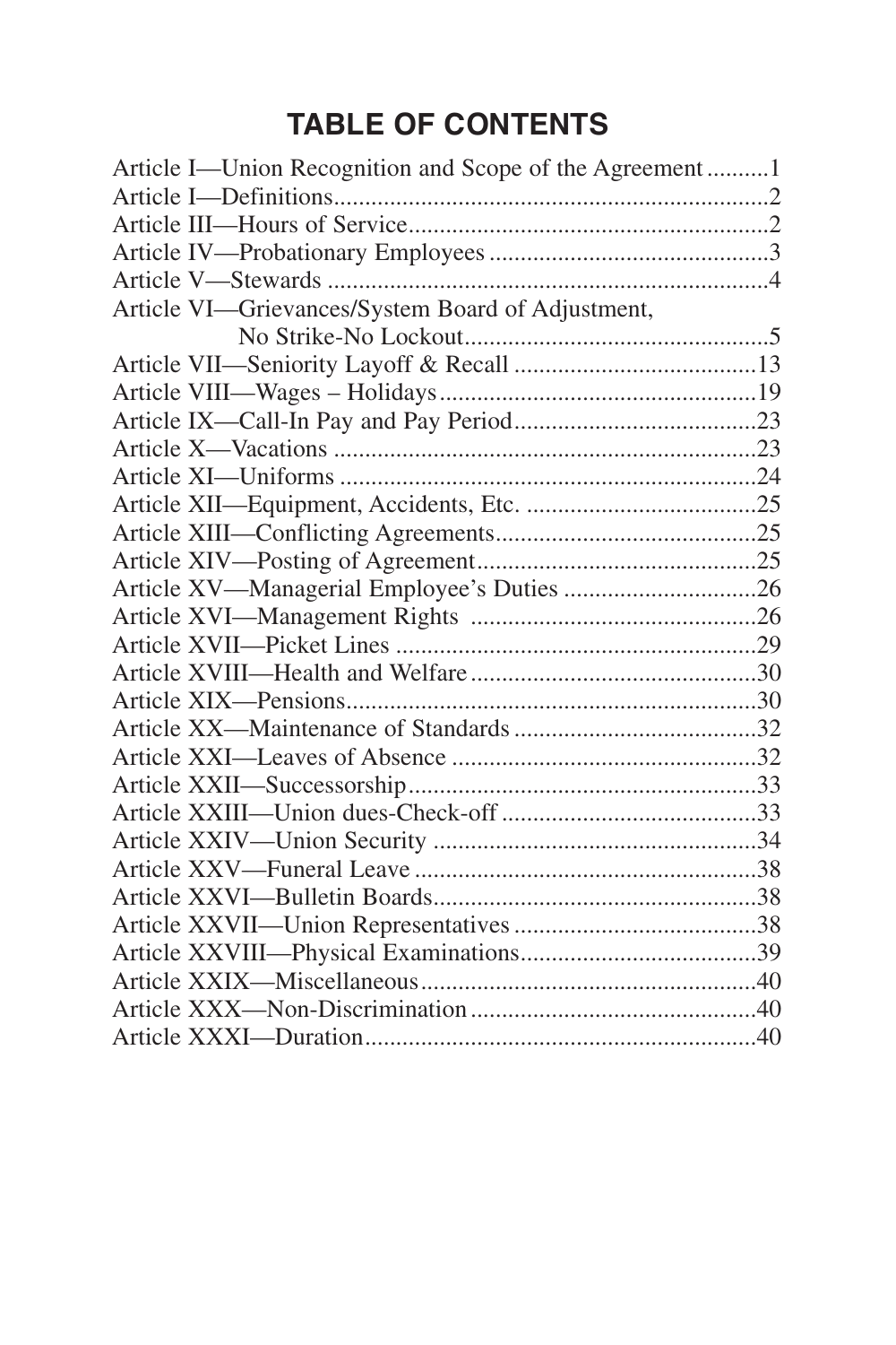# TABLE OF CONTENTS

Article I—Union Recognition and Scope of the Agreement..........1
Article I—Definitions.....................................................................2
Article III—Hours of Service..........................................................2
Article IV—Probationary Employees............................................3
Article V—Stewards......................................................................4
Article VI—Grievances/System Board of Adjustment,
No Strike-No Lockout...............................................5
Article VII—Seniority Layoff & Recall.......................................13
Article VIII—Wages – Holidays..................................................19
Article IX—Call-In Pay and Pay Period.......................................23
Article X—Vacations....................................................................23
Article XI—Uniforms...................................................................24
Article XII—Equipment, Accidents, Etc. ....................................25
Article XIII—Conflicting Agreements..........................................25
Article XIV—Posting of Agreement.............................................25
Article XV—Managerial Employee's Duties...............................26
Article XVI—Management Rights..............................................26
Article XVII—Picket Lines..........................................................29
Article XVIII—Health and Welfare..............................................30
Article XIX—Pensions..................................................................30
Article XX—Maintenance of Standards.......................................32
Article XXI—Leaves of Absence.................................................32
Article XXII—Successorship........................................................33
Article XXIII—Union dues-Check-off.........................................33
Article XXIV—Union Security....................................................34
Article XXV—Funeral Leave.......................................................38
Article XXVI—Bulletin Boards....................................................38
Article XXVII—Union Representatives.......................................38
Article XXVIII—Physical Examinations.......................................39
Article XXIX—Miscellaneous......................................................40
Article XXX—Non-Discrimination..............................................40
Article XXXI—Duration...............................................................40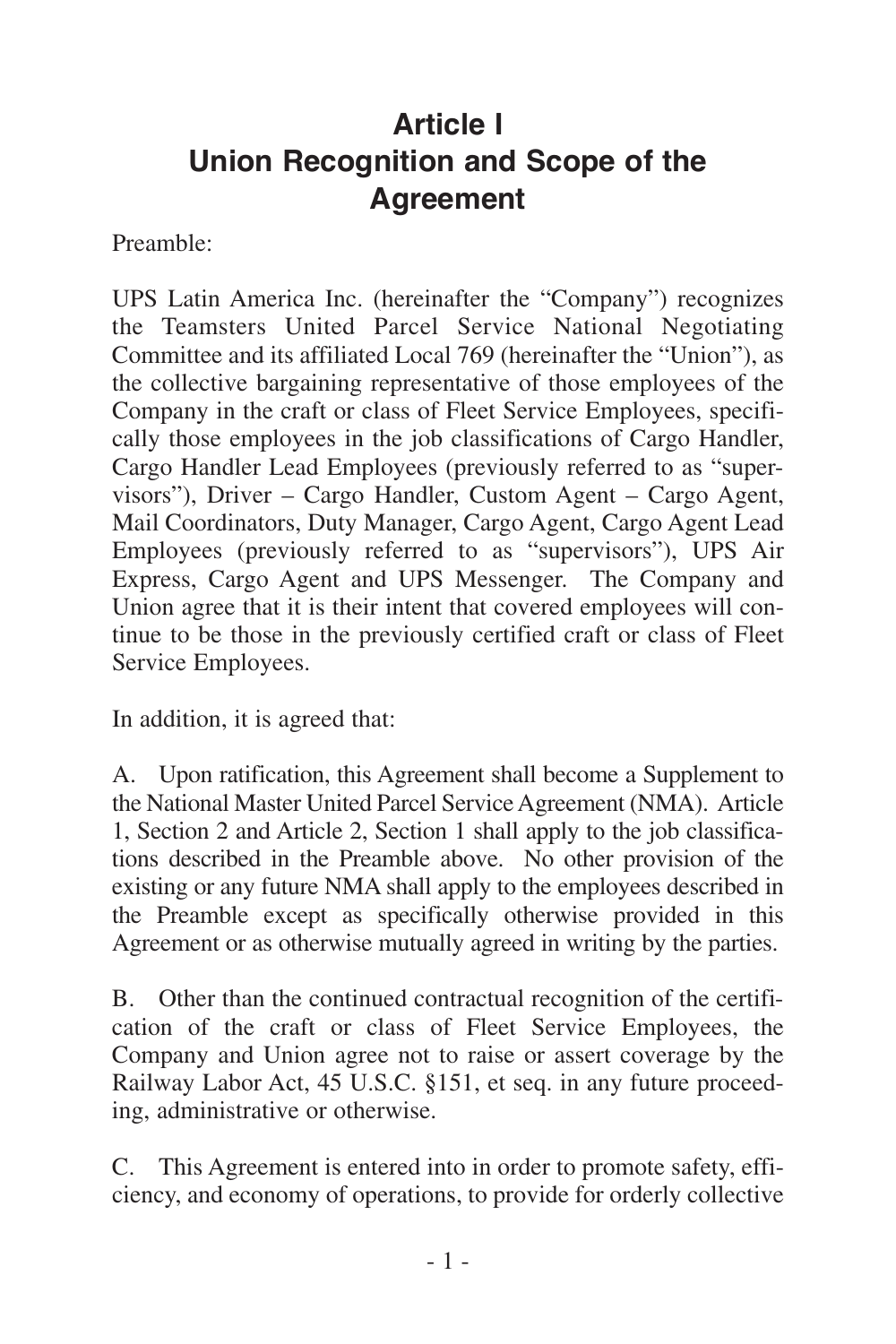# Article I
# Union Recognition and Scope of the Agreement

Preamble:

UPS Latin America Inc. (hereinafter the "Company") recognizes the Teamsters United Parcel Service National Negotiating Committee and its affiliated Local 769 (hereinafter the "Union"), as the collective bargaining representative of those employees of the Company in the craft or class of Fleet Service Employees, specifically those employees in the job classifications of Cargo Handler, Cargo Handler Lead Employees (previously referred to as "supervisors"), Driver – Cargo Handler, Custom Agent – Cargo Agent, Mail Coordinators, Duty Manager, Cargo Agent, Cargo Agent Lead Employees (previously referred to as "supervisors"), UPS Air Express, Cargo Agent and UPS Messenger. The Company and Union agree that it is their intent that covered employees will continue to be those in the previously certified craft or class of Fleet Service Employees.

In addition, it is agreed that:

A. Upon ratification, this Agreement shall become a Supplement to the National Master United Parcel Service Agreement (NMA). Article 1, Section 2 and Article 2, Section 1 shall apply to the job classifications described in the Preamble above. No other provision of the existing or any future NMA shall apply to the employees described in the Preamble except as specifically otherwise provided in this Agreement or as otherwise mutually agreed in writing by the parties.

B. Other than the continued contractual recognition of the certification of the craft or class of Fleet Service Employees, the Company and Union agree not to raise or assert coverage by the Railway Labor Act, 45 U.S.C. §151, et seq. in any future proceeding, administrative or otherwise.

C. This Agreement is entered into in order to promote safety, efficiency, and economy of operations, to provide for orderly collective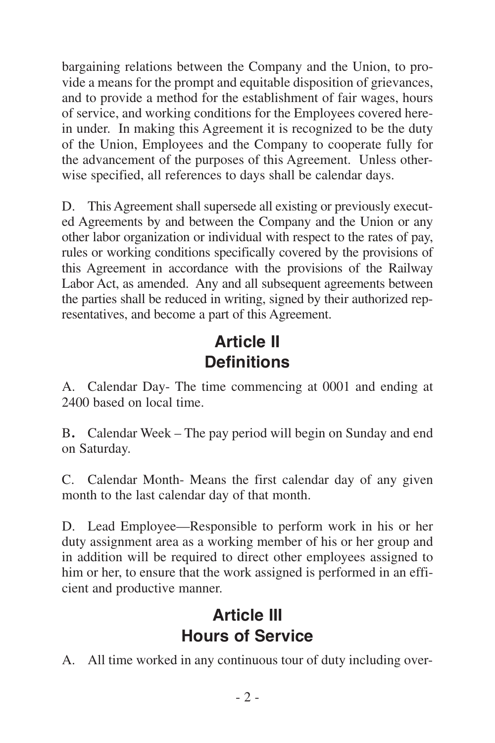bargaining relations between the Company and the Union, to provide a means for the prompt and equitable disposition of grievances, and to provide a method for the establishment of fair wages, hours of service, and working conditions for the Employees covered herein under. In making this Agreement it is recognized to be the duty of the Union, Employees and the Company to cooperate fully for the advancement of the purposes of this Agreement. Unless otherwise specified, all references to days shall be calendar days.

D. This Agreement shall supersede all existing or previously executed Agreements by and between the Company and the Union or any other labor organization or individual with respect to the rates of pay, rules or working conditions specifically covered by the provisions of this Agreement in accordance with the provisions of the Railway Labor Act, as amended. Any and all subsequent agreements between the parties shall be reduced in writing, signed by their authorized representatives, and become a part of this Agreement.

## Article II
## Definitions

A. Calendar Day- The time commencing at 0001 and ending at 2400 based on local time.

B. Calendar Week – The pay period will begin on Sunday and end on Saturday.

C. Calendar Month- Means the first calendar day of any given month to the last calendar day of that month.

D. Lead Employee—Responsible to perform work in his or her duty assignment area as a working member of his or her group and in addition will be required to direct other employees assigned to him or her, to ensure that the work assigned is performed in an efficient and productive manner.

## Article III
## Hours of Service

A. All time worked in any continuous tour of duty including over-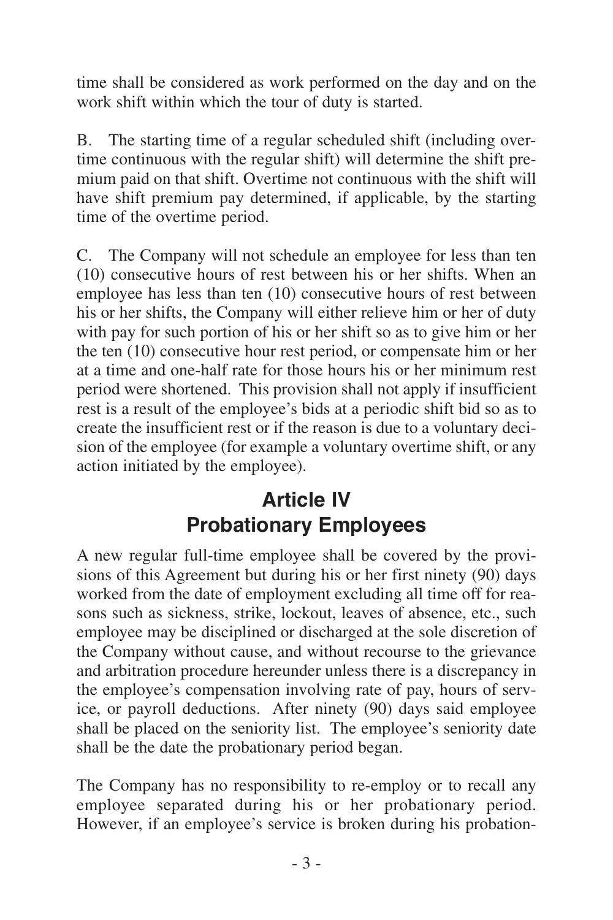time shall be considered as work performed on the day and on the work shift within which the tour of duty is started.

B. The starting time of a regular scheduled shift (including overtime continuous with the regular shift) will determine the shift premium paid on that shift. Overtime not continuous with the shift will have shift premium pay determined, if applicable, by the starting time of the overtime period.

C. The Company will not schedule an employee for less than ten (10) consecutive hours of rest between his or her shifts. When an employee has less than ten (10) consecutive hours of rest between his or her shifts, the Company will either relieve him or her of duty with pay for such portion of his or her shift so as to give him or her the ten (10) consecutive hour rest period, or compensate him or her at a time and one-half rate for those hours his or her minimum rest period were shortened. This provision shall not apply if insufficient rest is a result of the employee's bids at a periodic shift bid so as to create the insufficient rest or if the reason is due to a voluntary decision of the employee (for example a voluntary overtime shift, or any action initiated by the employee).

## Article IV
## Probationary Employees

A new regular full-time employee shall be covered by the provisions of this Agreement but during his or her first ninety (90) days worked from the date of employment excluding all time off for reasons such as sickness, strike, lockout, leaves of absence, etc., such employee may be disciplined or discharged at the sole discretion of the Company without cause, and without recourse to the grievance and arbitration procedure hereunder unless there is a discrepancy in the employee's compensation involving rate of pay, hours of service, or payroll deductions. After ninety (90) days said employee shall be placed on the seniority list. The employee's seniority date shall be the date the probationary period began.

The Company has no responsibility to re-employ or to recall any employee separated during his or her probationary period. However, if an employee's service is broken during his probation-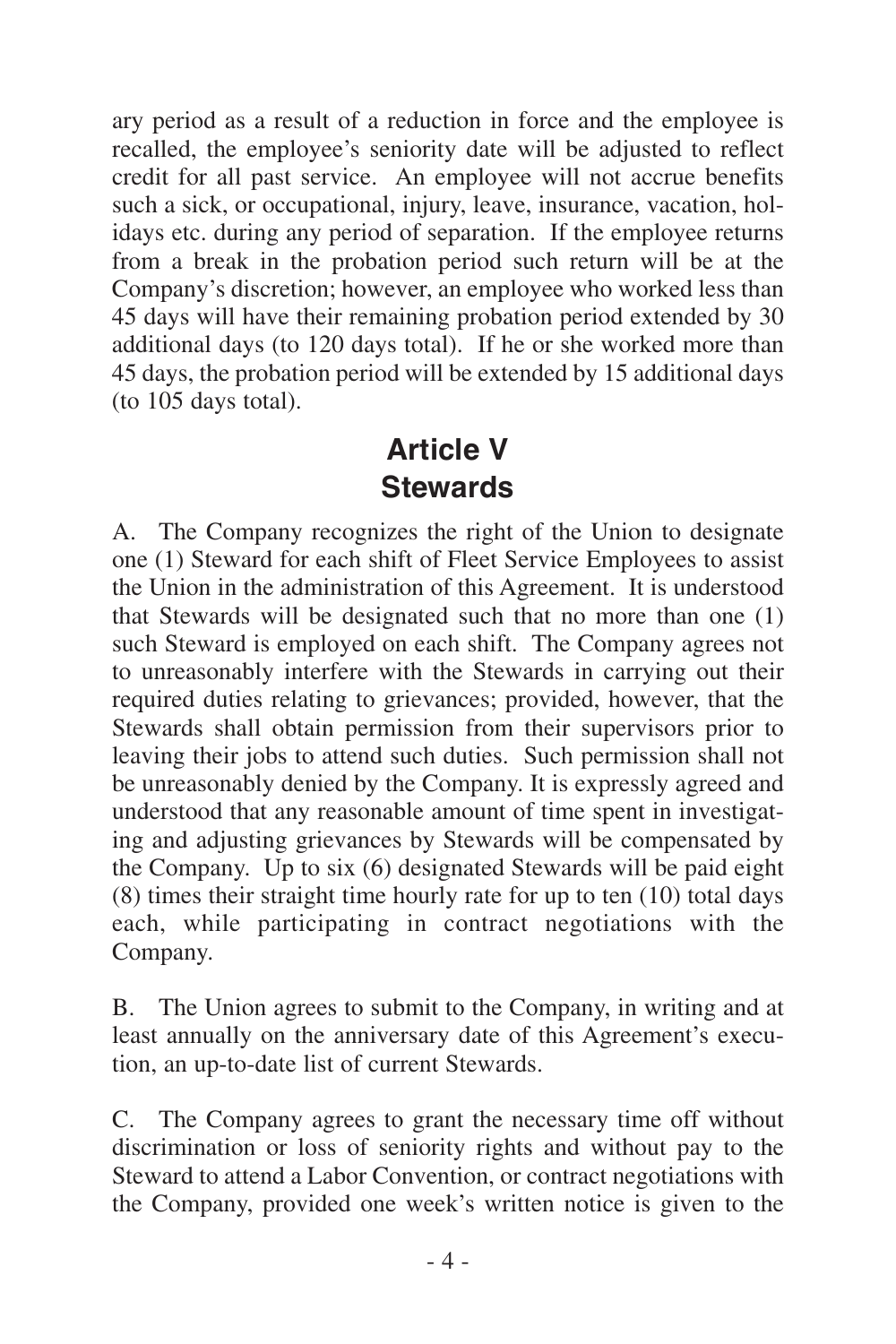ary period as a result of a reduction in force and the employee is recalled, the employee's seniority date will be adjusted to reflect credit for all past service. An employee will not accrue benefits such a sick, or occupational, injury, leave, insurance, vacation, holidays etc. during any period of separation. If the employee returns from a break in the probation period such return will be at the Company's discretion; however, an employee who worked less than 45 days will have their remaining probation period extended by 30 additional days (to 120 days total). If he or she worked more than 45 days, the probation period will be extended by 15 additional days (to 105 days total).

## Article V
## Stewards

A. The Company recognizes the right of the Union to designate one (1) Steward for each shift of Fleet Service Employees to assist the Union in the administration of this Agreement. It is understood that Stewards will be designated such that no more than one (1) such Steward is employed on each shift. The Company agrees not to unreasonably interfere with the Stewards in carrying out their required duties relating to grievances; provided, however, that the Stewards shall obtain permission from their supervisors prior to leaving their jobs to attend such duties. Such permission shall not be unreasonably denied by the Company. It is expressly agreed and understood that any reasonable amount of time spent in investigating and adjusting grievances by Stewards will be compensated by the Company. Up to six (6) designated Stewards will be paid eight (8) times their straight time hourly rate for up to ten (10) total days each, while participating in contract negotiations with the Company.

B. The Union agrees to submit to the Company, in writing and at least annually on the anniversary date of this Agreement's execution, an up-to-date list of current Stewards.

C. The Company agrees to grant the necessary time off without discrimination or loss of seniority rights and without pay to the Steward to attend a Labor Convention, or contract negotiations with the Company, provided one week's written notice is given to the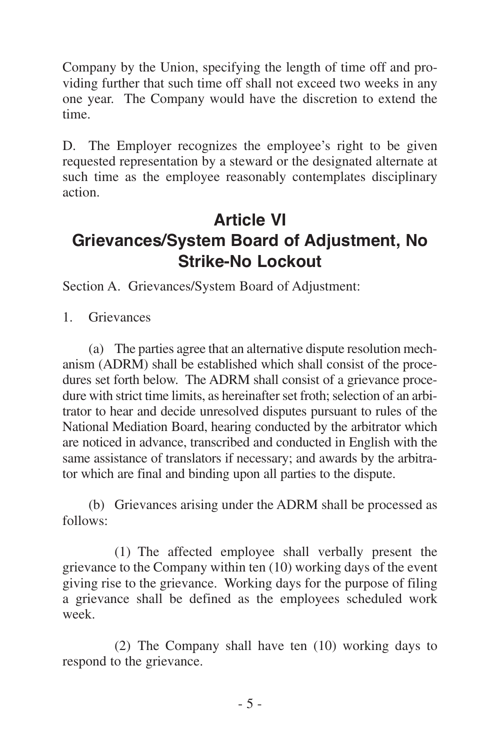Company by the Union, specifying the length of time off and providing further that such time off shall not exceed two weeks in any one year. The Company would have the discretion to extend the time.

D. The Employer recognizes the employee's right to be given requested representation by a steward or the designated alternate at such time as the employee reasonably contemplates disciplinary action.

## Article VI
## Grievances/System Board of Adjustment, No Strike-No Lockout

Section A. Grievances/System Board of Adjustment:

1. Grievances

(a) The parties agree that an alternative dispute resolution mechanism (ADRM) shall be established which shall consist of the procedures set forth below. The ADRM shall consist of a grievance procedure with strict time limits, as hereinafter set froth; selection of an arbitrator to hear and decide unresolved disputes pursuant to rules of the National Mediation Board, hearing conducted by the arbitrator which are noticed in advance, transcribed and conducted in English with the same assistance of translators if necessary; and awards by the arbitrator which are final and binding upon all parties to the dispute.

(b) Grievances arising under the ADRM shall be processed as follows:

(1) The affected employee shall verbally present the grievance to the Company within ten (10) working days of the event giving rise to the grievance. Working days for the purpose of filing a grievance shall be defined as the employees scheduled work week.

(2) The Company shall have ten (10) working days to respond to the grievance.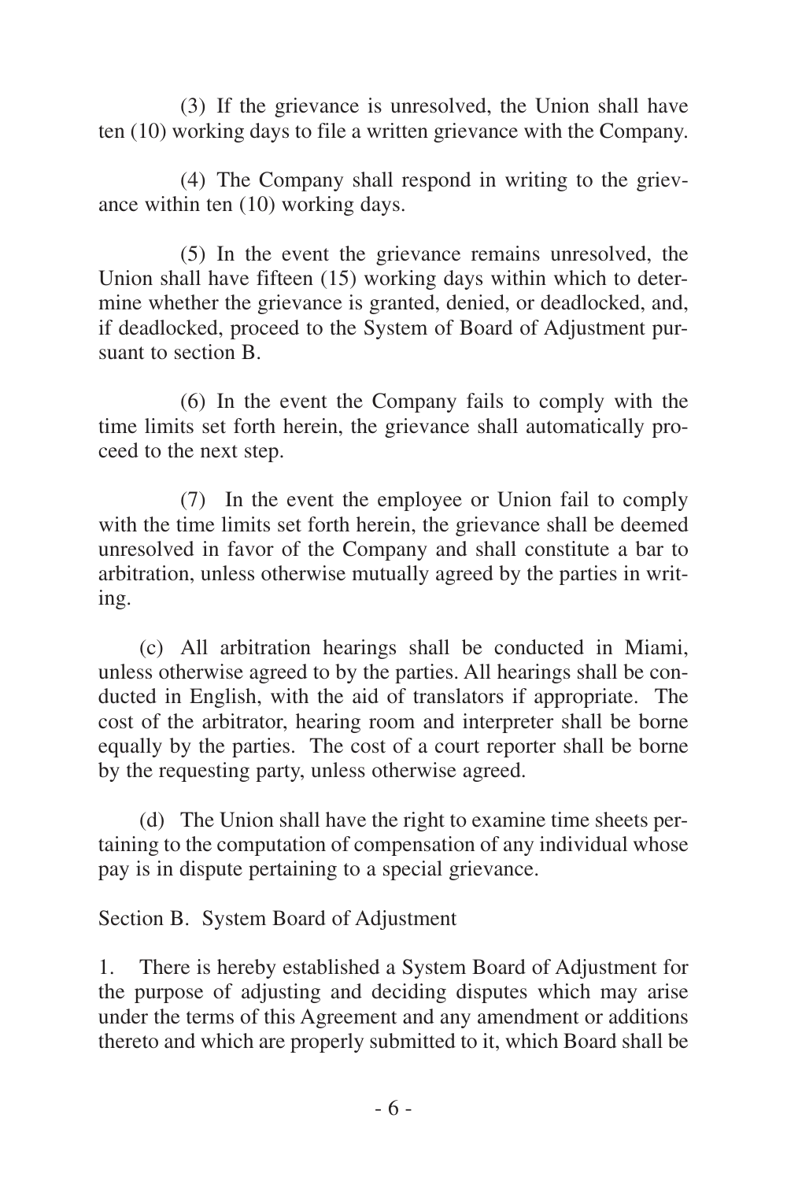(3) If the grievance is unresolved, the Union shall have ten (10) working days to file a written grievance with the Company.

(4) The Company shall respond in writing to the grievance within ten (10) working days.

(5) In the event the grievance remains unresolved, the Union shall have fifteen (15) working days within which to determine whether the grievance is granted, denied, or deadlocked, and, if deadlocked, proceed to the System of Board of Adjustment pursuant to section B.

(6) In the event the Company fails to comply with the time limits set forth herein, the grievance shall automatically proceed to the next step.

(7) In the event the employee or Union fail to comply with the time limits set forth herein, the grievance shall be deemed unresolved in favor of the Company and shall constitute a bar to arbitration, unless otherwise mutually agreed by the parties in writing.

(c) All arbitration hearings shall be conducted in Miami, unless otherwise agreed to by the parties. All hearings shall be conducted in English, with the aid of translators if appropriate. The cost of the arbitrator, hearing room and interpreter shall be borne equally by the parties. The cost of a court reporter shall be borne by the requesting party, unless otherwise agreed.

(d) The Union shall have the right to examine time sheets pertaining to the computation of compensation of any individual whose pay is in dispute pertaining to a special grievance.

Section B. System Board of Adjustment

1. There is hereby established a System Board of Adjustment for the purpose of adjusting and deciding disputes which may arise under the terms of this Agreement and any amendment or additions thereto and which are properly submitted to it, which Board shall be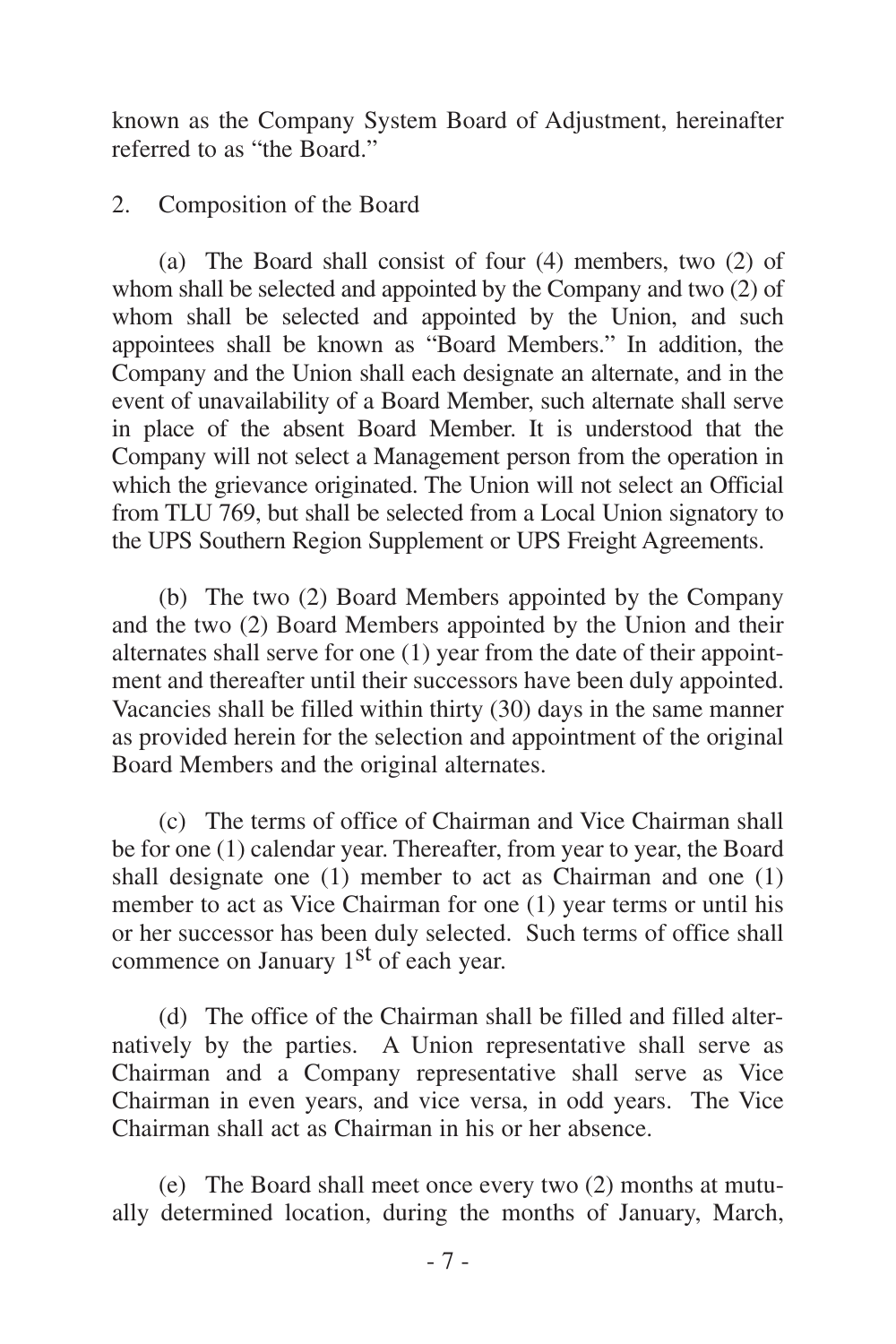known as the Company System Board of Adjustment, hereinafter referred to as "the Board."

2. Composition of the Board

(a) The Board shall consist of four (4) members, two (2) of whom shall be selected and appointed by the Company and two (2) of whom shall be selected and appointed by the Union, and such appointees shall be known as "Board Members." In addition, the Company and the Union shall each designate an alternate, and in the event of unavailability of a Board Member, such alternate shall serve in place of the absent Board Member. It is understood that the Company will not select a Management person from the operation in which the grievance originated. The Union will not select an Official from TLU 769, but shall be selected from a Local Union signatory to the UPS Southern Region Supplement or UPS Freight Agreements.

(b) The two (2) Board Members appointed by the Company and the two (2) Board Members appointed by the Union and their alternates shall serve for one (1) year from the date of their appointment and thereafter until their successors have been duly appointed. Vacancies shall be filled within thirty (30) days in the same manner as provided herein for the selection and appointment of the original Board Members and the original alternates.

(c) The terms of office of Chairman and Vice Chairman shall be for one (1) calendar year. Thereafter, from year to year, the Board shall designate one (1) member to act as Chairman and one (1) member to act as Vice Chairman for one (1) year terms or until his or her successor has been duly selected. Such terms of office shall commence on January 1st of each year.

(d) The office of the Chairman shall be filled and filled alternatively by the parties. A Union representative shall serve as Chairman and a Company representative shall serve as Vice Chairman in even years, and vice versa, in odd years. The Vice Chairman shall act as Chairman in his or her absence.

(e) The Board shall meet once every two (2) months at mutually determined location, during the months of January, March,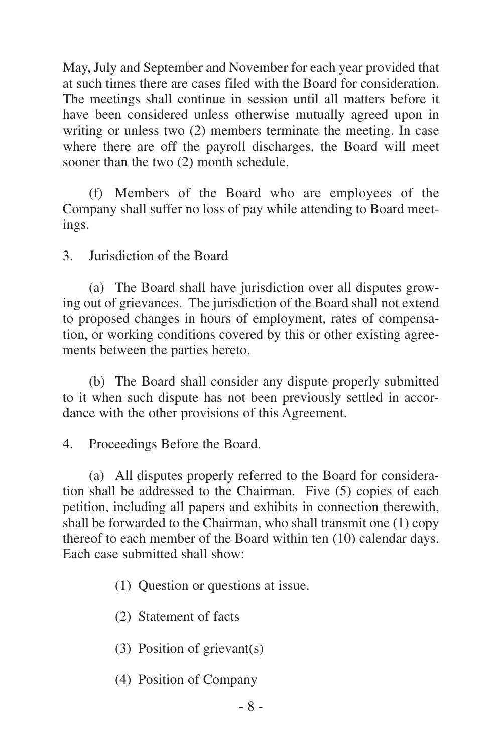May, July and September and November for each year provided that at such times there are cases filed with the Board for consideration. The meetings shall continue in session until all matters before it have been considered unless otherwise mutually agreed upon in writing or unless two (2) members terminate the meeting. In case where there are off the payroll discharges, the Board will meet sooner than the two (2) month schedule.

(f) Members of the Board who are employees of the Company shall suffer no loss of pay while attending to Board meetings.

3. Jurisdiction of the Board

(a) The Board shall have jurisdiction over all disputes growing out of grievances. The jurisdiction of the Board shall not extend to proposed changes in hours of employment, rates of compensation, or working conditions covered by this or other existing agreements between the parties hereto.

(b) The Board shall consider any dispute properly submitted to it when such dispute has not been previously settled in accordance with the other provisions of this Agreement.

4. Proceedings Before the Board.

(a) All disputes properly referred to the Board for consideration shall be addressed to the Chairman. Five (5) copies of each petition, including all papers and exhibits in connection therewith, shall be forwarded to the Chairman, who shall transmit one (1) copy thereof to each member of the Board within ten (10) calendar days. Each case submitted shall show:

(1) Question or questions at issue.

(2) Statement of facts

(3) Position of grievant(s)

(4) Position of Company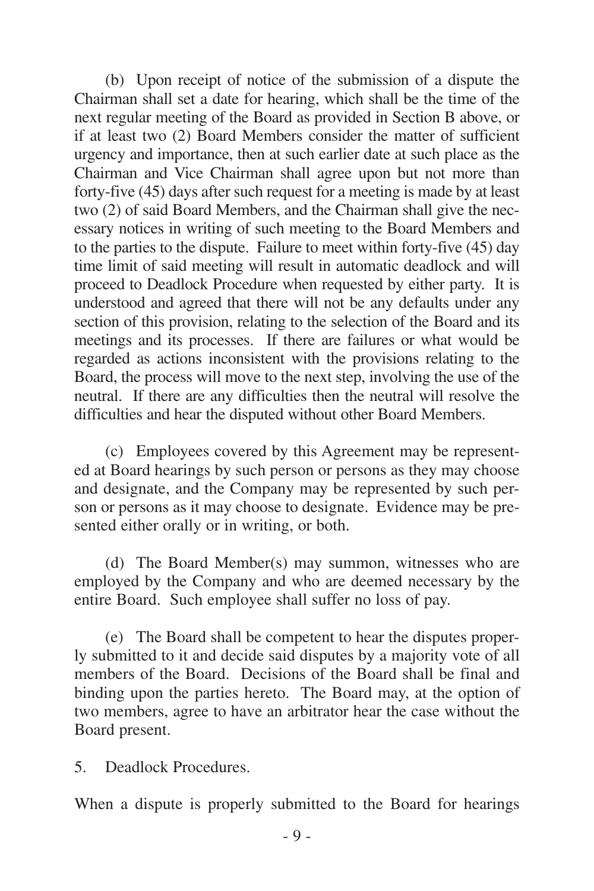(b) Upon receipt of notice of the submission of a dispute the Chairman shall set a date for hearing, which shall be the time of the next regular meeting of the Board as provided in Section B above, or if at least two (2) Board Members consider the matter of sufficient urgency and importance, then at such earlier date at such place as the Chairman and Vice Chairman shall agree upon but not more than forty-five (45) days after such request for a meeting is made by at least two (2) of said Board Members, and the Chairman shall give the necessary notices in writing of such meeting to the Board Members and to the parties to the dispute. Failure to meet within forty-five (45) day time limit of said meeting will result in automatic deadlock and will proceed to Deadlock Procedure when requested by either party. It is understood and agreed that there will not be any defaults under any section of this provision, relating to the selection of the Board and its meetings and its processes. If there are failures or what would be regarded as actions inconsistent with the provisions relating to the Board, the process will move to the next step, involving the use of the neutral. If there are any difficulties then the neutral will resolve the difficulties and hear the disputed without other Board Members.

(c) Employees covered by this Agreement may be represented at Board hearings by such person or persons as they may choose and designate, and the Company may be represented by such person or persons as it may choose to designate. Evidence may be presented either orally or in writing, or both.

(d) The Board Member(s) may summon, witnesses who are employed by the Company and who are deemed necessary by the entire Board. Such employee shall suffer no loss of pay.

(e) The Board shall be competent to hear the disputes properly submitted to it and decide said disputes by a majority vote of all members of the Board. Decisions of the Board shall be final and binding upon the parties hereto. The Board may, at the option of two members, agree to have an arbitrator hear the case without the Board present.

5. Deadlock Procedures.

When a dispute is properly submitted to the Board for hearings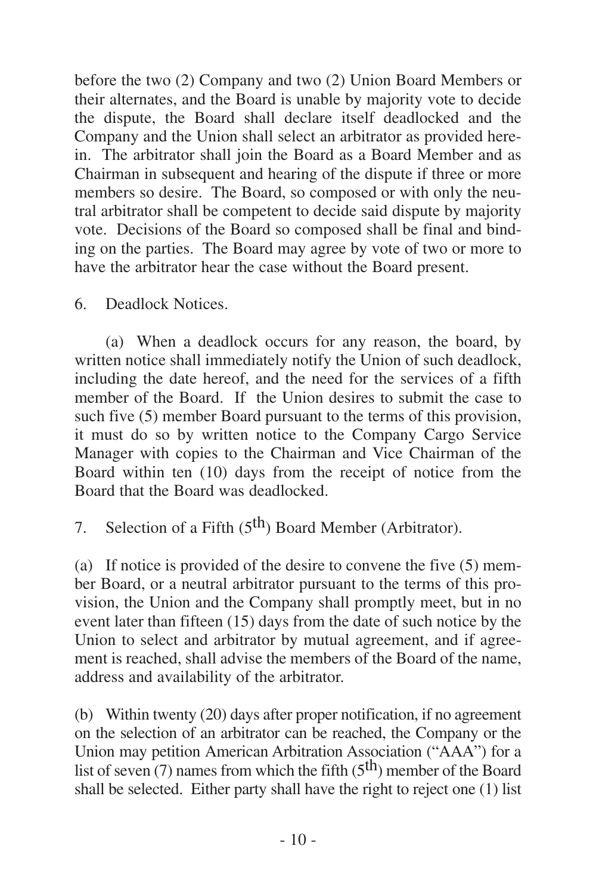before the two (2) Company and two (2) Union Board Members or their alternates, and the Board is unable by majority vote to decide the dispute, the Board shall declare itself deadlocked and the Company and the Union shall select an arbitrator as provided herein. The arbitrator shall join the Board as a Board Member and as Chairman in subsequent and hearing of the dispute if three or more members so desire. The Board, so composed or with only the neutral arbitrator shall be competent to decide said dispute by majority vote. Decisions of the Board so composed shall be final and binding on the parties. The Board may agree by vote of two or more to have the arbitrator hear the case without the Board present.

6. Deadlock Notices.

(a) When a deadlock occurs for any reason, the board, by written notice shall immediately notify the Union of such deadlock, including the date hereof, and the need for the services of a fifth member of the Board. If the Union desires to submit the case to such five (5) member Board pursuant to the terms of this provision, it must do so by written notice to the Company Cargo Service Manager with copies to the Chairman and Vice Chairman of the Board within ten (10) days from the receipt of notice from the Board that the Board was deadlocked.

7. Selection of a Fifth (5th) Board Member (Arbitrator).

(a) If notice is provided of the desire to convene the five (5) member Board, or a neutral arbitrator pursuant to the terms of this provision, the Union and the Company shall promptly meet, but in no event later than fifteen (15) days from the date of such notice by the Union to select and arbitrator by mutual agreement, and if agreement is reached, shall advise the members of the Board of the name, address and availability of the arbitrator.

(b) Within twenty (20) days after proper notification, if no agreement on the selection of an arbitrator can be reached, the Company or the Union may petition American Arbitration Association ("AAA") for a list of seven (7) names from which the fifth (5th) member of the Board shall be selected. Either party shall have the right to reject one (1) list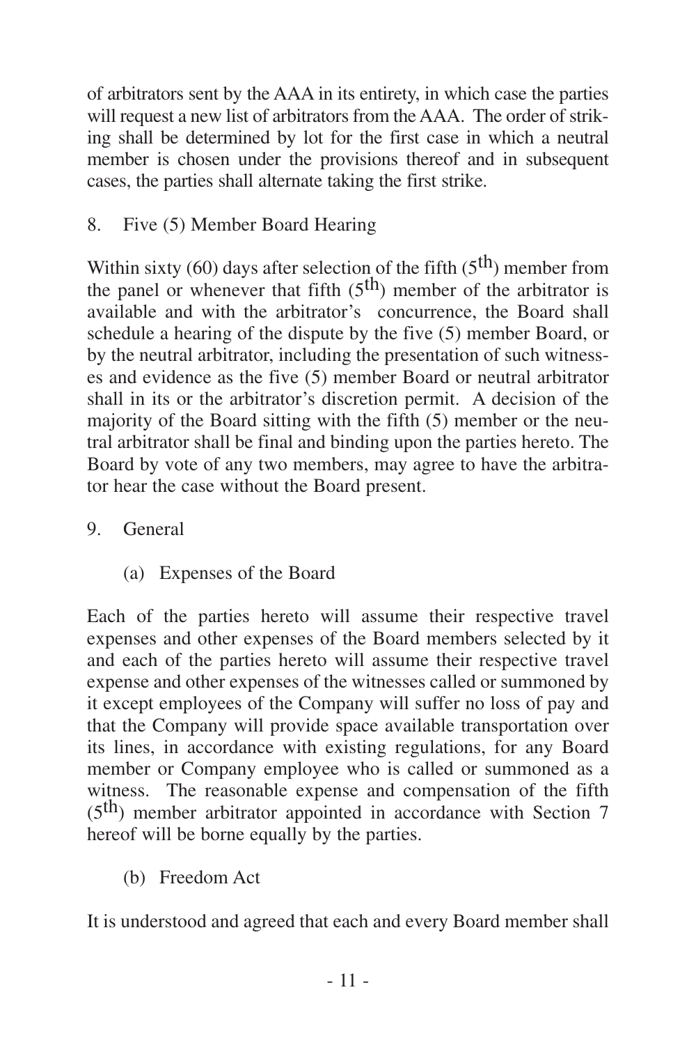of arbitrators sent by the AAA in its entirety, in which case the parties will request a new list of arbitrators from the AAA. The order of striking shall be determined by lot for the first case in which a neutral member is chosen under the provisions thereof and in subsequent cases, the parties shall alternate taking the first strike.

8. Five (5) Member Board Hearing

Within sixty (60) days after selection of the fifth (5th) member from the panel or whenever that fifth (5th) member of the arbitrator is available and with the arbitrator's concurrence, the Board shall schedule a hearing of the dispute by the five (5) member Board, or by the neutral arbitrator, including the presentation of such witnesses and evidence as the five (5) member Board or neutral arbitrator shall in its or the arbitrator's discretion permit. A decision of the majority of the Board sitting with the fifth (5) member or the neutral arbitrator shall be final and binding upon the parties hereto. The Board by vote of any two members, may agree to have the arbitrator hear the case without the Board present.

9. General

(a) Expenses of the Board

Each of the parties hereto will assume their respective travel expenses and other expenses of the Board members selected by it and each of the parties hereto will assume their respective travel expense and other expenses of the witnesses called or summoned by it except employees of the Company will suffer no loss of pay and that the Company will provide space available transportation over its lines, in accordance with existing regulations, for any Board member or Company employee who is called or summoned as a witness. The reasonable expense and compensation of the fifth (5th) member arbitrator appointed in accordance with Section 7 hereof will be borne equally by the parties.

(b) Freedom Act

It is understood and agreed that each and every Board member shall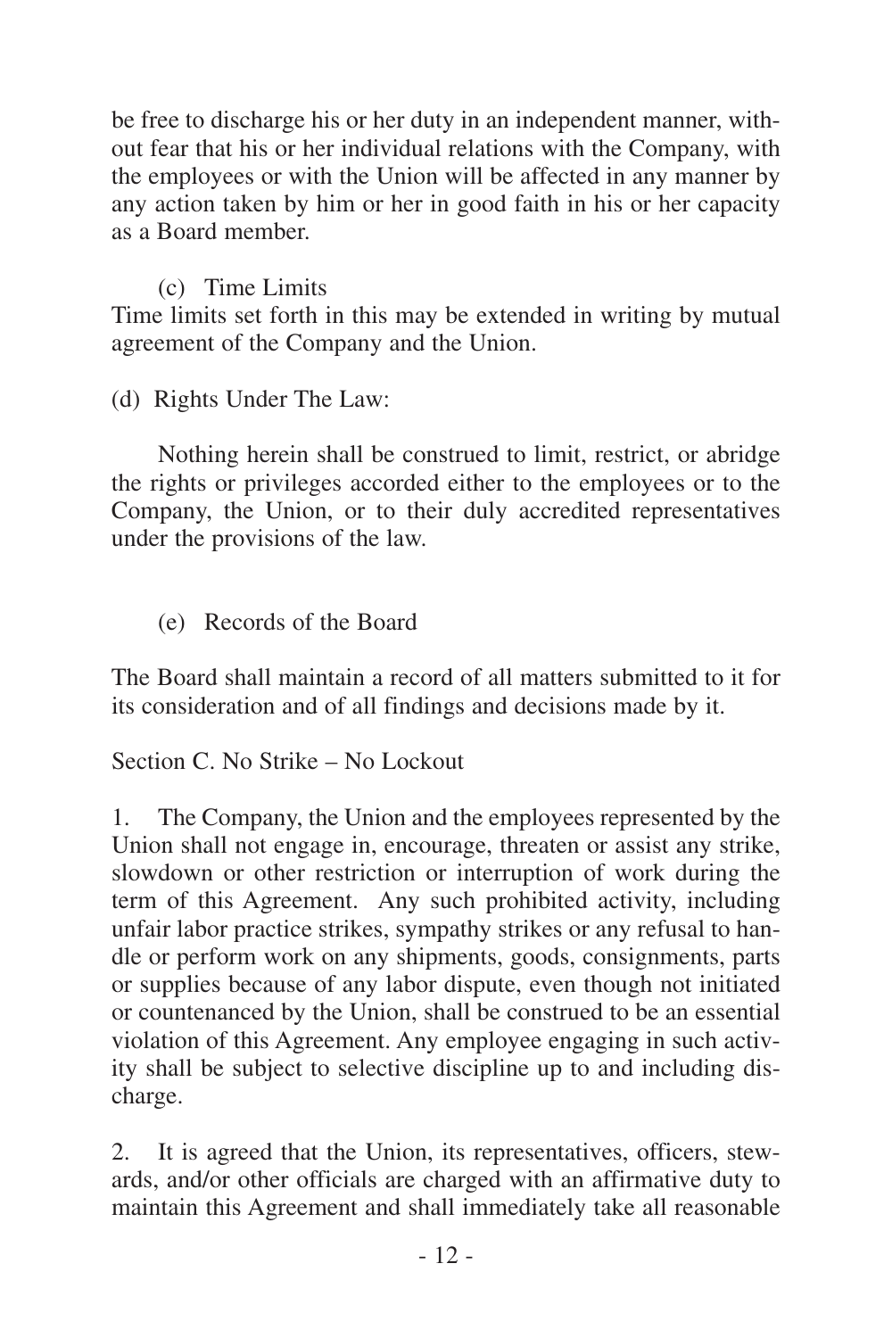be free to discharge his or her duty in an independent manner, without fear that his or her individual relations with the Company, with the employees or with the Union will be affected in any manner by any action taken by him or her in good faith in his or her capacity as a Board member.

(c) Time Limits

Time limits set forth in this may be extended in writing by mutual agreement of the Company and the Union.

(d) Rights Under The Law:

Nothing herein shall be construed to limit, restrict, or abridge the rights or privileges accorded either to the employees or to the Company, the Union, or to their duly accredited representatives under the provisions of the law.

(e) Records of the Board

The Board shall maintain a record of all matters submitted to it for its consideration and of all findings and decisions made by it.

Section C. No Strike – No Lockout

1. The Company, the Union and the employees represented by the Union shall not engage in, encourage, threaten or assist any strike, slowdown or other restriction or interruption of work during the term of this Agreement. Any such prohibited activity, including unfair labor practice strikes, sympathy strikes or any refusal to handle or perform work on any shipments, goods, consignments, parts or supplies because of any labor dispute, even though not initiated or countenanced by the Union, shall be construed to be an essential violation of this Agreement. Any employee engaging in such activity shall be subject to selective discipline up to and including discharge.

2. It is agreed that the Union, its representatives, officers, stewards, and/or other officials are charged with an affirmative duty to maintain this Agreement and shall immediately take all reasonable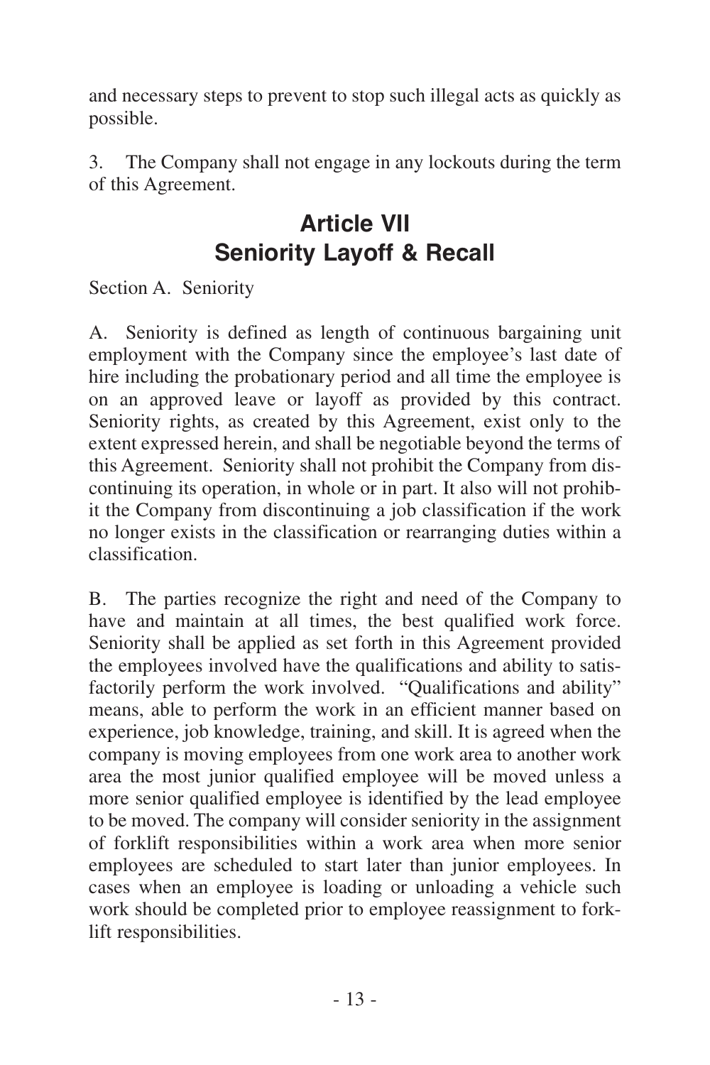and necessary steps to prevent to stop such illegal acts as quickly as possible.

3. The Company shall not engage in any lockouts during the term of this Agreement.

# Article VII
# Seniority Layoff & Recall

Section A. Seniority

A. Seniority is defined as length of continuous bargaining unit employment with the Company since the employee's last date of hire including the probationary period and all time the employee is on an approved leave or layoff as provided by this contract. Seniority rights, as created by this Agreement, exist only to the extent expressed herein, and shall be negotiable beyond the terms of this Agreement. Seniority shall not prohibit the Company from discontinuing its operation, in whole or in part. It also will not prohibit the Company from discontinuing a job classification if the work no longer exists in the classification or rearranging duties within a classification.

B. The parties recognize the right and need of the Company to have and maintain at all times, the best qualified work force. Seniority shall be applied as set forth in this Agreement provided the employees involved have the qualifications and ability to satisfactorily perform the work involved. "Qualifications and ability" means, able to perform the work in an efficient manner based on experience, job knowledge, training, and skill. It is agreed when the company is moving employees from one work area to another work area the most junior qualified employee will be moved unless a more senior qualified employee is identified by the lead employee to be moved. The company will consider seniority in the assignment of forklift responsibilities within a work area when more senior employees are scheduled to start later than junior employees. In cases when an employee is loading or unloading a vehicle such work should be completed prior to employee reassignment to forklift responsibilities.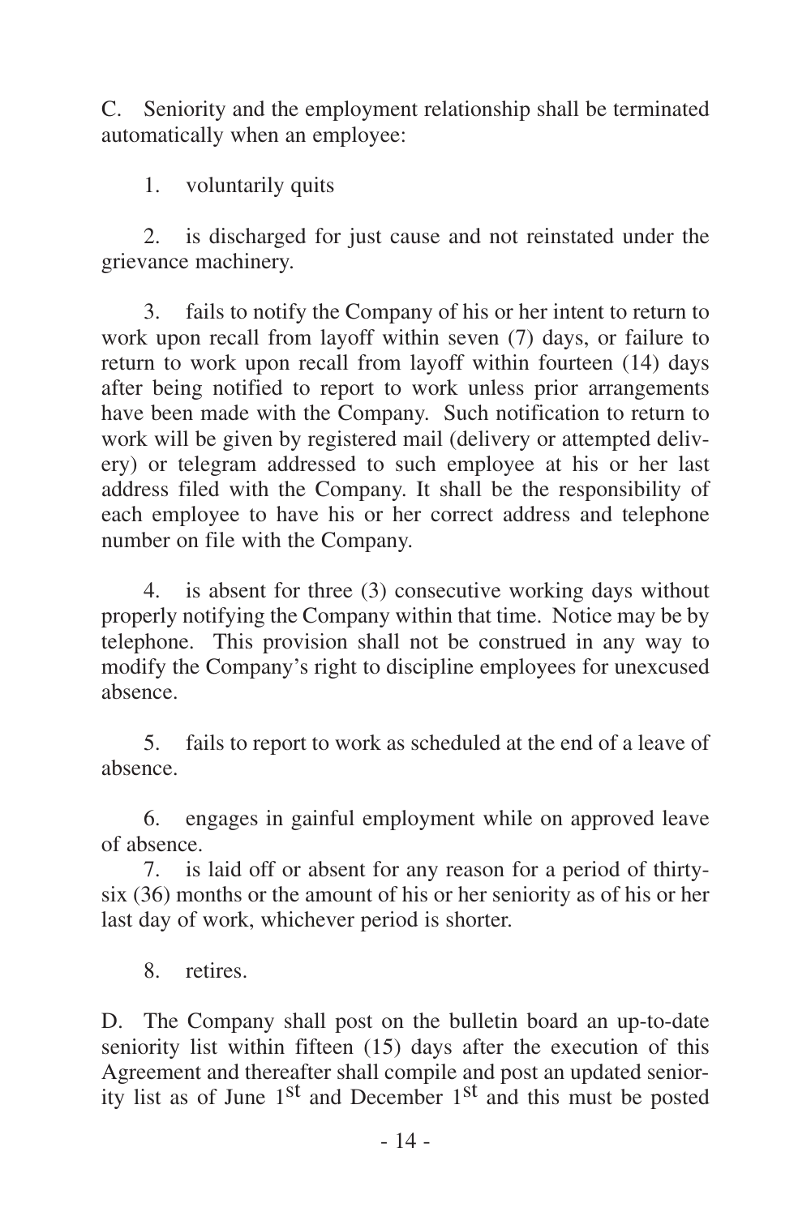C. Seniority and the employment relationship shall be terminated automatically when an employee:

1. voluntarily quits

2. is discharged for just cause and not reinstated under the grievance machinery.

3. fails to notify the Company of his or her intent to return to work upon recall from layoff within seven (7) days, or failure to return to work upon recall from layoff within fourteen (14) days after being notified to report to work unless prior arrangements have been made with the Company. Such notification to return to work will be given by registered mail (delivery or attempted delivery) or telegram addressed to such employee at his or her last address filed with the Company. It shall be the responsibility of each employee to have his or her correct address and telephone number on file with the Company.

4. is absent for three (3) consecutive working days without properly notifying the Company within that time. Notice may be by telephone. This provision shall not be construed in any way to modify the Company's right to discipline employees for unexcused absence.

5. fails to report to work as scheduled at the end of a leave of absence.

6. engages in gainful employment while on approved leave of absence.

7. is laid off or absent for any reason for a period of thirty-six (36) months or the amount of his or her seniority as of his or her last day of work, whichever period is shorter.

8. retires.

D. The Company shall post on the bulletin board an up-to-date seniority list within fifteen (15) days after the execution of this Agreement and thereafter shall compile and post an updated seniority list as of June 1st and December 1st and this must be posted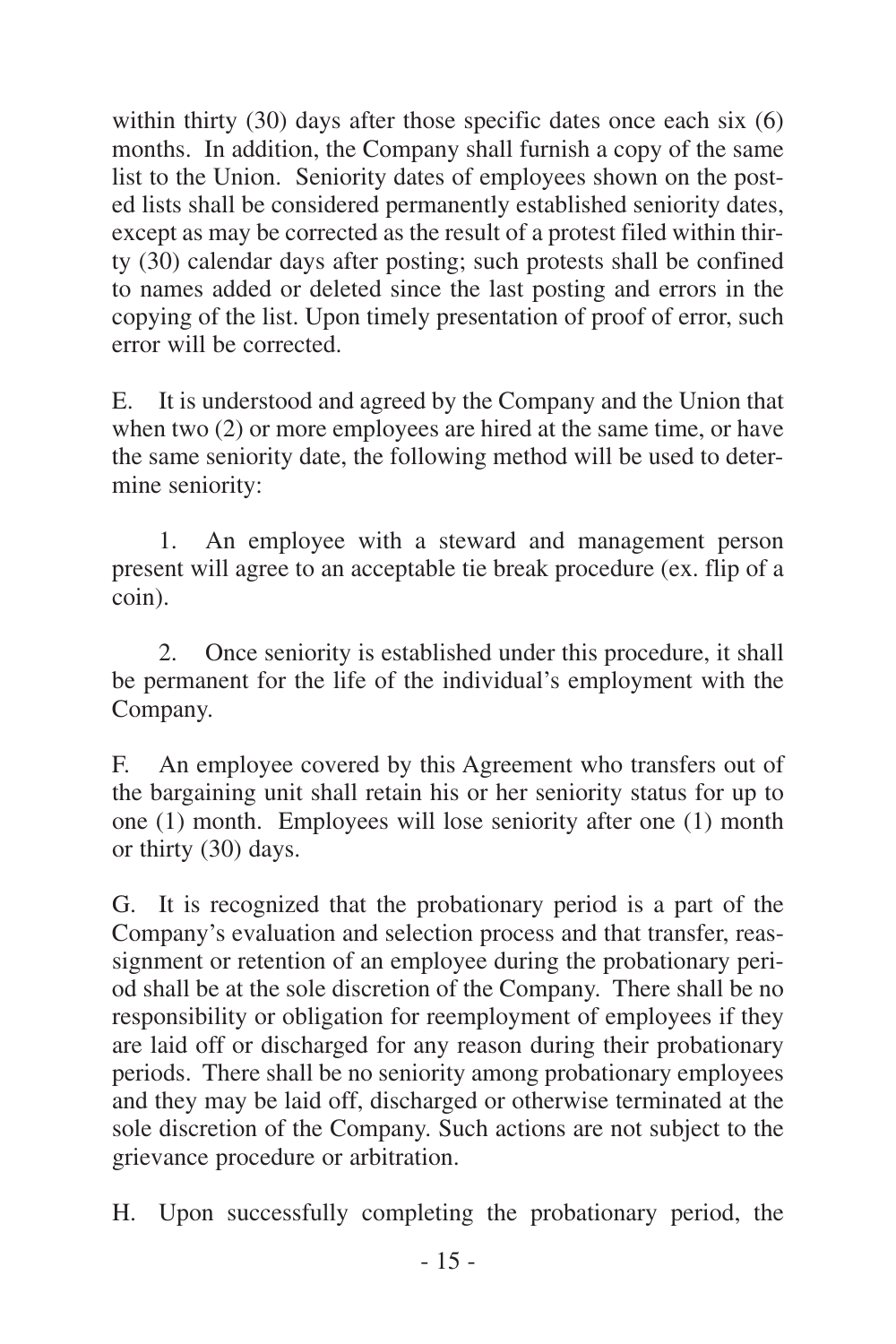within thirty (30) days after those specific dates once each six (6) months. In addition, the Company shall furnish a copy of the same list to the Union. Seniority dates of employees shown on the posted lists shall be considered permanently established seniority dates, except as may be corrected as the result of a protest filed within thirty (30) calendar days after posting; such protests shall be confined to names added or deleted since the last posting and errors in the copying of the list. Upon timely presentation of proof of error, such error will be corrected.

E. It is understood and agreed by the Company and the Union that when two (2) or more employees are hired at the same time, or have the same seniority date, the following method will be used to determine seniority:

1. An employee with a steward and management person present will agree to an acceptable tie break procedure (ex. flip of a coin).

2. Once seniority is established under this procedure, it shall be permanent for the life of the individual's employment with the Company.

F. An employee covered by this Agreement who transfers out of the bargaining unit shall retain his or her seniority status for up to one (1) month. Employees will lose seniority after one (1) month or thirty (30) days.

G. It is recognized that the probationary period is a part of the Company's evaluation and selection process and that transfer, reassignment or retention of an employee during the probationary period shall be at the sole discretion of the Company. There shall be no responsibility or obligation for reemployment of employees if they are laid off or discharged for any reason during their probationary periods. There shall be no seniority among probationary employees and they may be laid off, discharged or otherwise terminated at the sole discretion of the Company. Such actions are not subject to the grievance procedure or arbitration.

H. Upon successfully completing the probationary period, the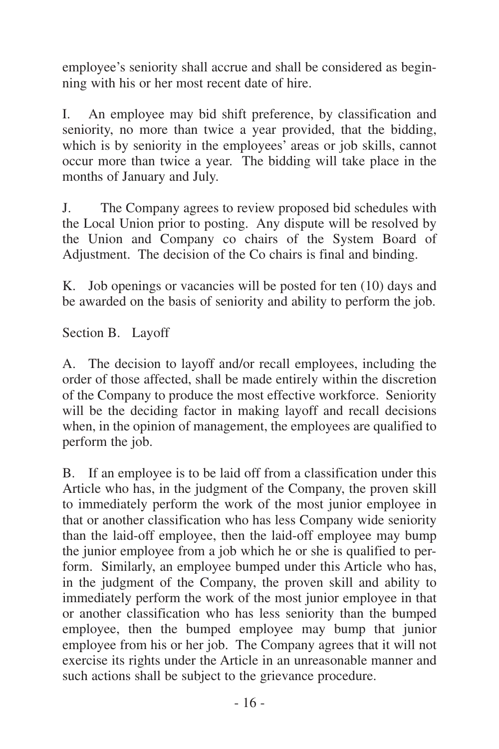employee's seniority shall accrue and shall be considered as beginning with his or her most recent date of hire.

I. An employee may bid shift preference, by classification and seniority, no more than twice a year provided, that the bidding, which is by seniority in the employees' areas or job skills, cannot occur more than twice a year. The bidding will take place in the months of January and July.

J. The Company agrees to review proposed bid schedules with the Local Union prior to posting. Any dispute will be resolved by the Union and Company co chairs of the System Board of Adjustment. The decision of the Co chairs is final and binding.

K. Job openings or vacancies will be posted for ten (10) days and be awarded on the basis of seniority and ability to perform the job.

Section B. Layoff

A. The decision to layoff and/or recall employees, including the order of those affected, shall be made entirely within the discretion of the Company to produce the most effective workforce. Seniority will be the deciding factor in making layoff and recall decisions when, in the opinion of management, the employees are qualified to perform the job.

B. If an employee is to be laid off from a classification under this Article who has, in the judgment of the Company, the proven skill to immediately perform the work of the most junior employee in that or another classification who has less Company wide seniority than the laid-off employee, then the laid-off employee may bump the junior employee from a job which he or she is qualified to perform. Similarly, an employee bumped under this Article who has, in the judgment of the Company, the proven skill and ability to immediately perform the work of the most junior employee in that or another classification who has less seniority than the bumped employee, then the bumped employee may bump that junior employee from his or her job. The Company agrees that it will not exercise its rights under the Article in an unreasonable manner and such actions shall be subject to the grievance procedure.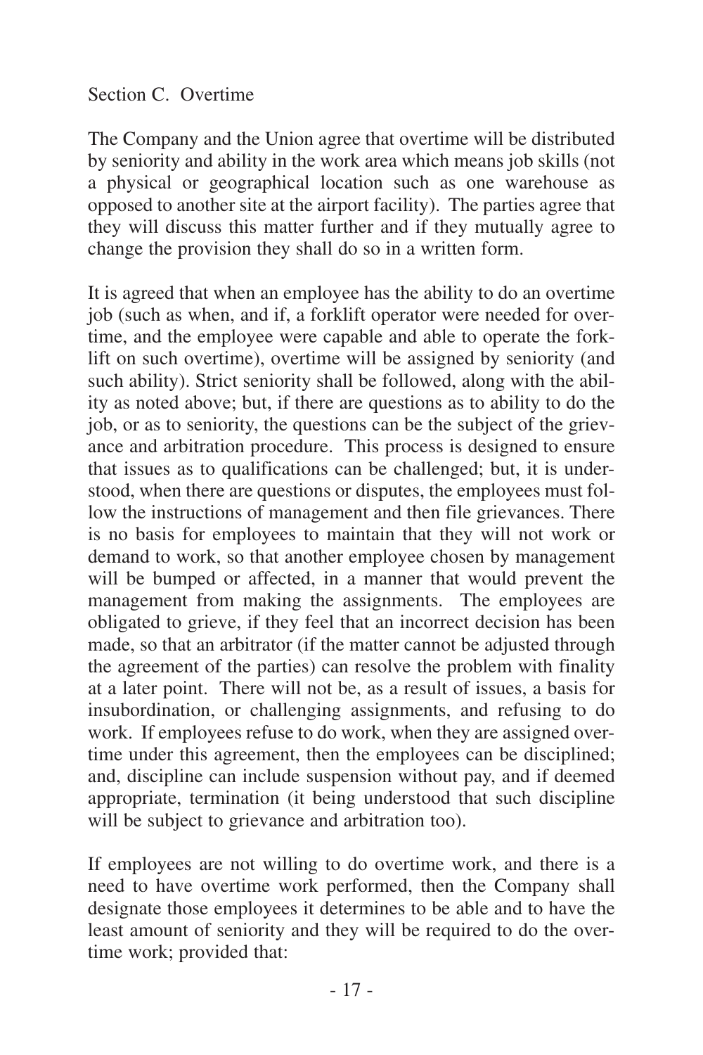Section C. Overtime

The Company and the Union agree that overtime will be distributed by seniority and ability in the work area which means job skills (not a physical or geographical location such as one warehouse as opposed to another site at the airport facility). The parties agree that they will discuss this matter further and if they mutually agree to change the provision they shall do so in a written form.

It is agreed that when an employee has the ability to do an overtime job (such as when, and if, a forklift operator were needed for overtime, and the employee were capable and able to operate the forklift on such overtime), overtime will be assigned by seniority (and such ability). Strict seniority shall be followed, along with the ability as noted above; but, if there are questions as to ability to do the job, or as to seniority, the questions can be the subject of the grievance and arbitration procedure. This process is designed to ensure that issues as to qualifications can be challenged; but, it is understood, when there are questions or disputes, the employees must follow the instructions of management and then file grievances. There is no basis for employees to maintain that they will not work or demand to work, so that another employee chosen by management will be bumped or affected, in a manner that would prevent the management from making the assignments. The employees are obligated to grieve, if they feel that an incorrect decision has been made, so that an arbitrator (if the matter cannot be adjusted through the agreement of the parties) can resolve the problem with finality at a later point. There will not be, as a result of issues, a basis for insubordination, or challenging assignments, and refusing to do work. If employees refuse to do work, when they are assigned overtime under this agreement, then the employees can be disciplined; and, discipline can include suspension without pay, and if deemed appropriate, termination (it being understood that such discipline will be subject to grievance and arbitration too).

If employees are not willing to do overtime work, and there is a need to have overtime work performed, then the Company shall designate those employees it determines to be able and to have the least amount of seniority and they will be required to do the overtime work; provided that: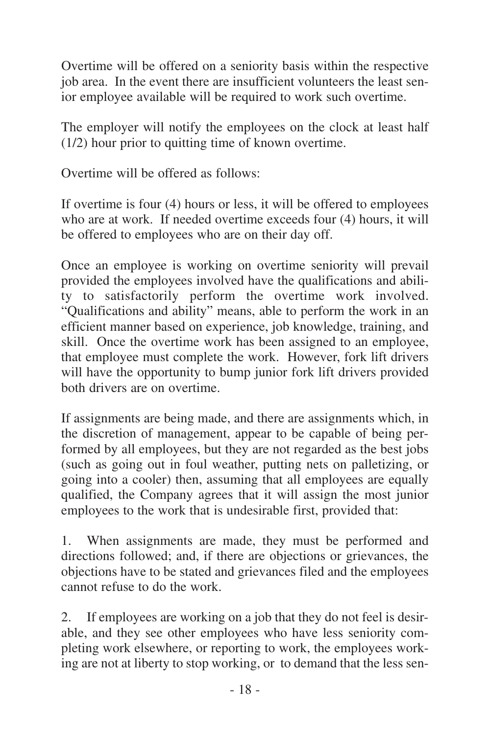Overtime will be offered on a seniority basis within the respective job area. In the event there are insufficient volunteers the least senior employee available will be required to work such overtime.

The employer will notify the employees on the clock at least half (1/2) hour prior to quitting time of known overtime.

Overtime will be offered as follows:

If overtime is four (4) hours or less, it will be offered to employees who are at work. If needed overtime exceeds four (4) hours, it will be offered to employees who are on their day off.

Once an employee is working on overtime seniority will prevail provided the employees involved have the qualifications and ability to satisfactorily perform the overtime work involved. "Qualifications and ability" means, able to perform the work in an efficient manner based on experience, job knowledge, training, and skill. Once the overtime work has been assigned to an employee, that employee must complete the work. However, fork lift drivers will have the opportunity to bump junior fork lift drivers provided both drivers are on overtime.

If assignments are being made, and there are assignments which, in the discretion of management, appear to be capable of being performed by all employees, but they are not regarded as the best jobs (such as going out in foul weather, putting nets on palletizing, or going into a cooler) then, assuming that all employees are equally qualified, the Company agrees that it will assign the most junior employees to the work that is undesirable first, provided that:

1. When assignments are made, they must be performed and directions followed; and, if there are objections or grievances, the objections have to be stated and grievances filed and the employees cannot refuse to do the work.

2. If employees are working on a job that they do not feel is desirable, and they see other employees who have less seniority completing work elsewhere, or reporting to work, the employees working are not at liberty to stop working, or to demand that the less sen-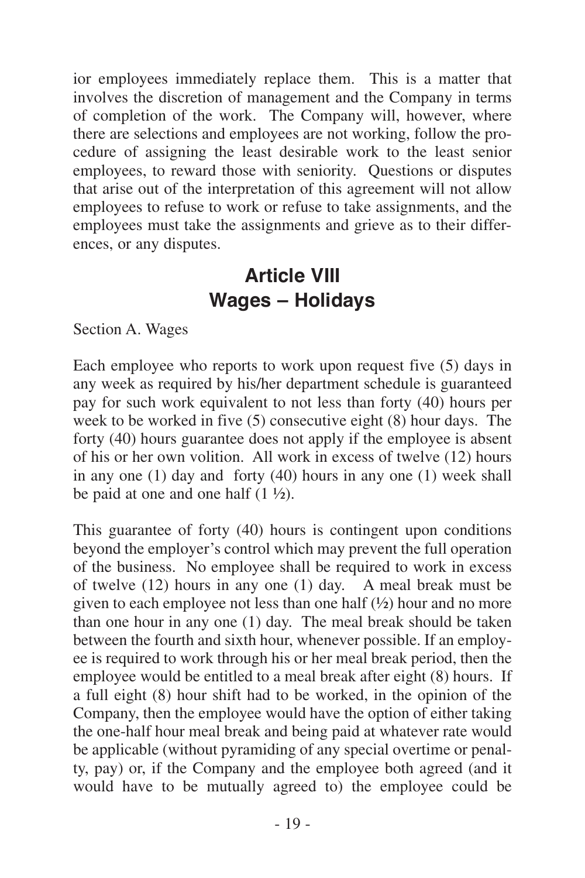ior employees immediately replace them. This is a matter that involves the discretion of management and the Company in terms of completion of the work. The Company will, however, where there are selections and employees are not working, follow the procedure of assigning the least desirable work to the least senior employees, to reward those with seniority. Questions or disputes that arise out of the interpretation of this agreement will not allow employees to refuse to work or refuse to take assignments, and the employees must take the assignments and grieve as to their differences, or any disputes.

## Article VIII
## Wages – Holidays

Section A. Wages

Each employee who reports to work upon request five (5) days in any week as required by his/her department schedule is guaranteed pay for such work equivalent to not less than forty (40) hours per week to be worked in five (5) consecutive eight (8) hour days. The forty (40) hours guarantee does not apply if the employee is absent of his or her own volition. All work in excess of twelve (12) hours in any one (1) day and forty (40) hours in any one (1) week shall be paid at one and one half (1 ½).

This guarantee of forty (40) hours is contingent upon conditions beyond the employer's control which may prevent the full operation of the business. No employee shall be required to work in excess of twelve (12) hours in any one (1) day. A meal break must be given to each employee not less than one half (½) hour and no more than one hour in any one (1) day. The meal break should be taken between the fourth and sixth hour, whenever possible. If an employee is required to work through his or her meal break period, then the employee would be entitled to a meal break after eight (8) hours. If a full eight (8) hour shift had to be worked, in the opinion of the Company, then the employee would have the option of either taking the one-half hour meal break and being paid at whatever rate would be applicable (without pyramiding of any special overtime or penalty, pay) or, if the Company and the employee both agreed (and it would have to be mutually agreed to) the employee could be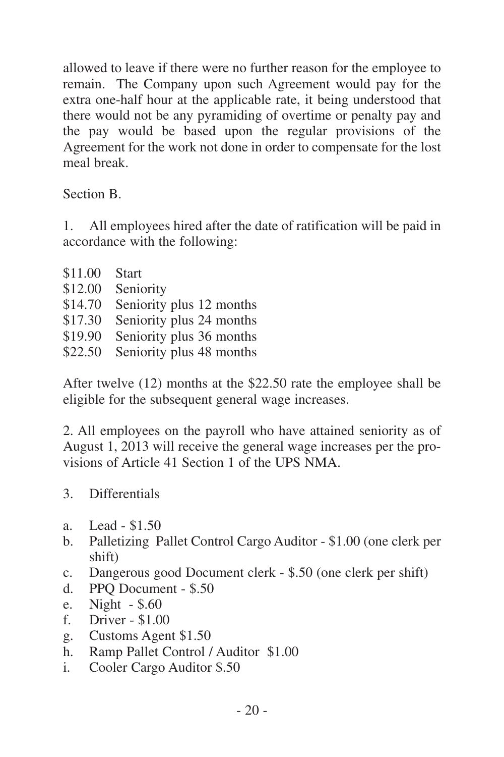allowed to leave if there were no further reason for the employee to remain. The Company upon such Agreement would pay for the extra one-half hour at the applicable rate, it being understood that there would not be any pyramiding of overtime or penalty pay and the pay would be based upon the regular provisions of the Agreement for the work not done in order to compensate for the lost meal break.

Section B.

1. All employees hired after the date of ratification will be paid in accordance with the following:

| | |
|---|---|
| \$11.00 | Start |
| \$12.00 | Seniority |
| \$14.70 | Seniority plus 12 months |
| \$17.30 | Seniority plus 24 months |
| \$19.90 | Seniority plus 36 months |
| \$22.50 | Seniority plus 48 months |

After twelve (12) months at the \$22.50 rate the employee shall be eligible for the subsequent general wage increases.

2. All employees on the payroll who have attained seniority as of August 1, 2013 will receive the general wage increases per the provisions of Article 41 Section 1 of the UPS NMA.

3. Differentials

a. Lead - \$1.50
b. Palletizing Pallet Control Cargo Auditor - \$1.00 (one clerk per shift)
c. Dangerous good Document clerk - \$.50 (one clerk per shift)
d. PPQ Document - \$.50
e. Night - \$.60
f. Driver - \$1.00
g. Customs Agent \$1.50
h. Ramp Pallet Control / Auditor \$1.00
i. Cooler Cargo Auditor \$.50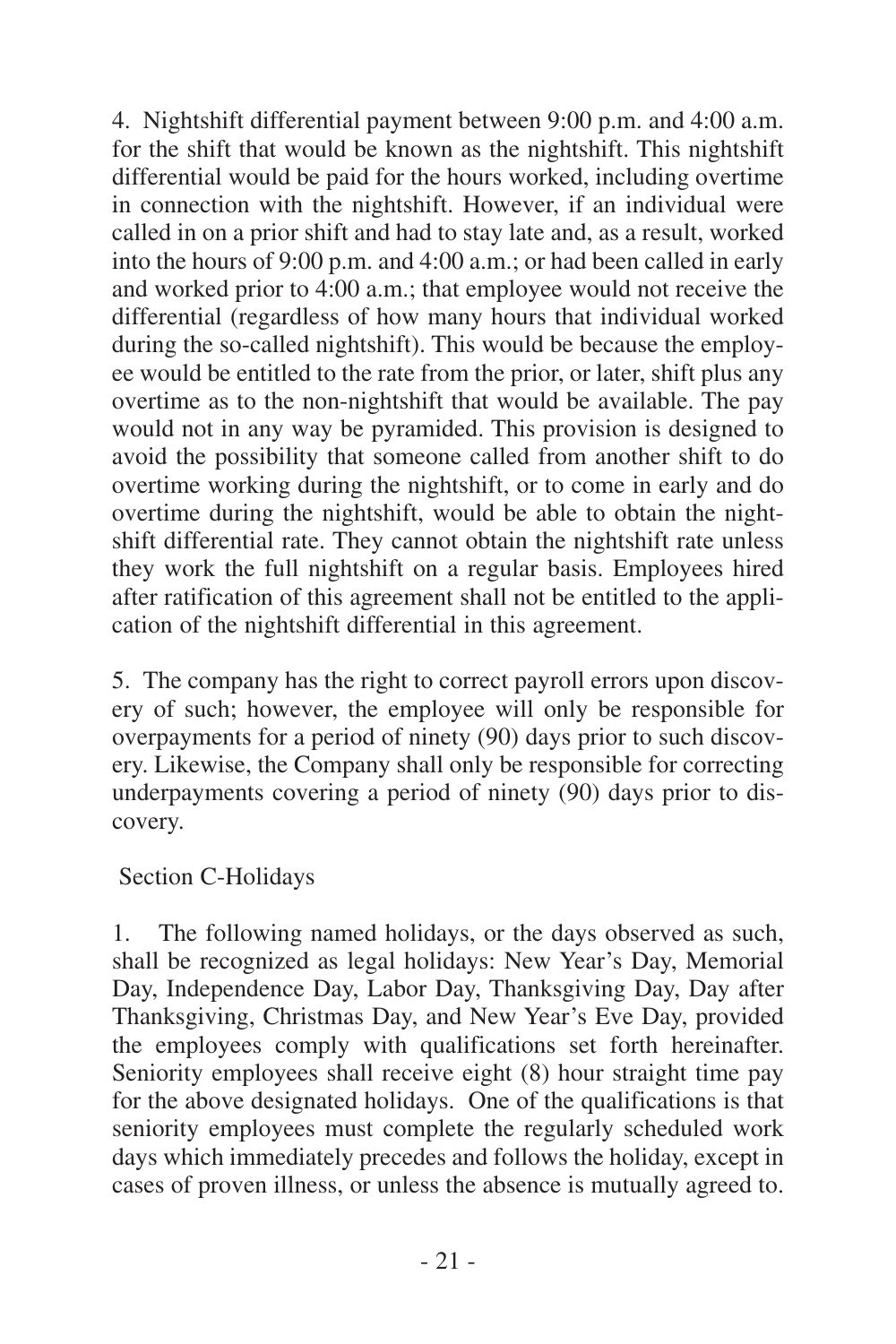4. Nightshift differential payment between 9:00 p.m. and 4:00 a.m. for the shift that would be known as the nightshift. This nightshift differential would be paid for the hours worked, including overtime in connection with the nightshift. However, if an individual were called in on a prior shift and had to stay late and, as a result, worked into the hours of 9:00 p.m. and 4:00 a.m.; or had been called in early and worked prior to 4:00 a.m.; that employee would not receive the differential (regardless of how many hours that individual worked during the so-called nightshift). This would be because the employee would be entitled to the rate from the prior, or later, shift plus any overtime as to the non-nightshift that would be available. The pay would not in any way be pyramided. This provision is designed to avoid the possibility that someone called from another shift to do overtime working during the nightshift, or to come in early and do overtime during the nightshift, would be able to obtain the nightshift differential rate. They cannot obtain the nightshift rate unless they work the full nightshift on a regular basis. Employees hired after ratification of this agreement shall not be entitled to the application of the nightshift differential in this agreement.

5. The company has the right to correct payroll errors upon discovery of such; however, the employee will only be responsible for overpayments for a period of ninety (90) days prior to such discovery. Likewise, the Company shall only be responsible for correcting underpayments covering a period of ninety (90) days prior to discovery.

## Section C-Holidays

1. The following named holidays, or the days observed as such, shall be recognized as legal holidays: New Year's Day, Memorial Day, Independence Day, Labor Day, Thanksgiving Day, Day after Thanksgiving, Christmas Day, and New Year's Eve Day, provided the employees comply with qualifications set forth hereinafter. Seniority employees shall receive eight (8) hour straight time pay for the above designated holidays. One of the qualifications is that seniority employees must complete the regularly scheduled work days which immediately precedes and follows the holiday, except in cases of proven illness, or unless the absence is mutually agreed to.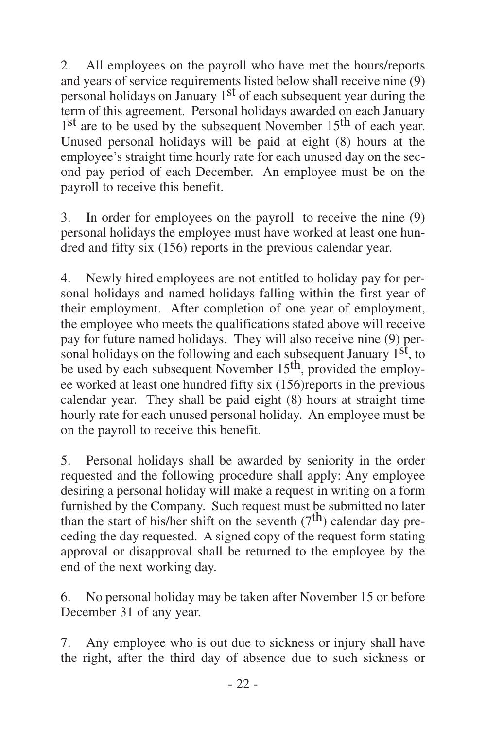2. All employees on the payroll who have met the hours/reports and years of service requirements listed below shall receive nine (9) personal holidays on January 1st of each subsequent year during the term of this agreement. Personal holidays awarded on each January 1st are to be used by the subsequent November 15th of each year. Unused personal holidays will be paid at eight (8) hours at the employee's straight time hourly rate for each unused day on the second pay period of each December. An employee must be on the payroll to receive this benefit.

3. In order for employees on the payroll to receive the nine (9) personal holidays the employee must have worked at least one hundred and fifty six (156) reports in the previous calendar year.

4. Newly hired employees are not entitled to holiday pay for personal holidays and named holidays falling within the first year of their employment. After completion of one year of employment, the employee who meets the qualifications stated above will receive pay for future named holidays. They will also receive nine (9) personal holidays on the following and each subsequent January 1st, to be used by each subsequent November 15th, provided the employee worked at least one hundred fifty six (156)reports in the previous calendar year. They shall be paid eight (8) hours at straight time hourly rate for each unused personal holiday. An employee must be on the payroll to receive this benefit.

5. Personal holidays shall be awarded by seniority in the order requested and the following procedure shall apply: Any employee desiring a personal holiday will make a request in writing on a form furnished by the Company. Such request must be submitted no later than the start of his/her shift on the seventh (7th) calendar day preceding the day requested. A signed copy of the request form stating approval or disapproval shall be returned to the employee by the end of the next working day.

6. No personal holiday may be taken after November 15 or before December 31 of any year.

7. Any employee who is out due to sickness or injury shall have the right, after the third day of absence due to such sickness or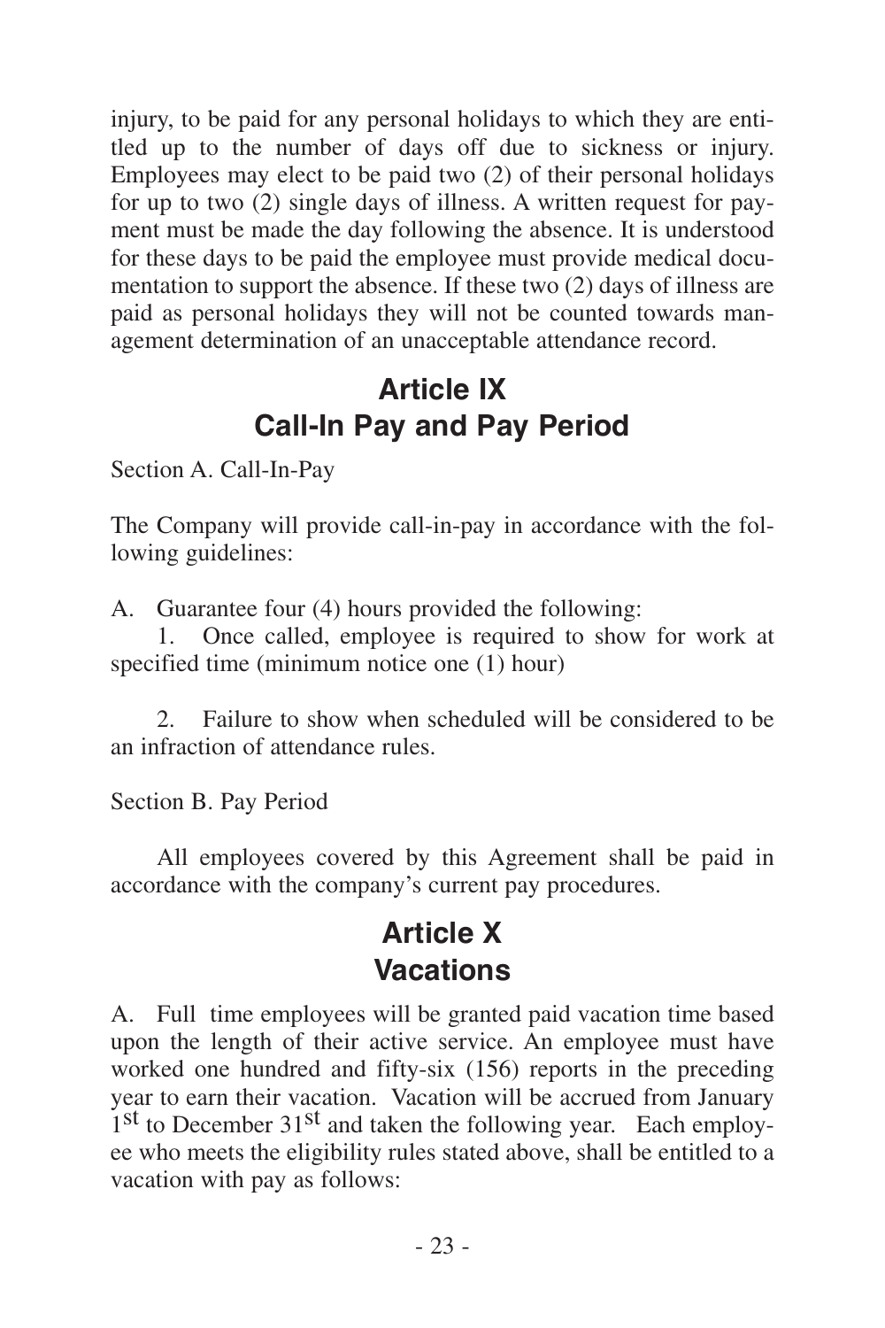injury, to be paid for any personal holidays to which they are entitled up to the number of days off due to sickness or injury. Employees may elect to be paid two (2) of their personal holidays for up to two (2) single days of illness. A written request for payment must be made the day following the absence. It is understood for these days to be paid the employee must provide medical documentation to support the absence. If these two (2) days of illness are paid as personal holidays they will not be counted towards management determination of an unacceptable attendance record.

## Article IX
## Call-In Pay and Pay Period

Section A. Call-In-Pay

The Company will provide call-in-pay in accordance with the following guidelines:

A. Guarantee four (4) hours provided the following:

1. Once called, employee is required to show for work at specified time (minimum notice one (1) hour)

2. Failure to show when scheduled will be considered to be an infraction of attendance rules.

Section B. Pay Period

All employees covered by this Agreement shall be paid in accordance with the company's current pay procedures.

## Article X
## Vacations

A. Full time employees will be granted paid vacation time based upon the length of their active service. An employee must have worked one hundred and fifty-six (156) reports in the preceding year to earn their vacation. Vacation will be accrued from January 1st to December 31st and taken the following year. Each employee who meets the eligibility rules stated above, shall be entitled to a vacation with pay as follows: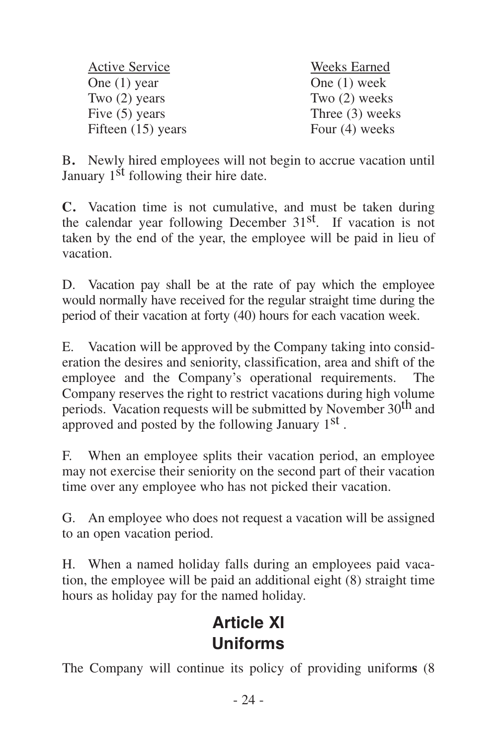| Active Service | Weeks Earned |
|---|---|
| One (1) year | One (1) week |
| Two (2) years | Two (2) weeks |
| Five (5) years | Three (3) weeks |
| Fifteen (15) years | Four (4) weeks |

B. Newly hired employees will not begin to accrue vacation until January 1st following their hire date.

**C.** Vacation time is not cumulative, and must be taken during the calendar year following December 31st. If vacation is not taken by the end of the year, the employee will be paid in lieu of vacation.

D. Vacation pay shall be at the rate of pay which the employee would normally have received for the regular straight time during the period of their vacation at forty (40) hours for each vacation week.

E. Vacation will be approved by the Company taking into consideration the desires and seniority, classification, area and shift of the employee and the Company's operational requirements. The Company reserves the right to restrict vacations during high volume periods. Vacation requests will be submitted by November 30th and approved and posted by the following January 1st .

F. When an employee splits their vacation period, an employee may not exercise their seniority on the second part of their vacation time over any employee who has not picked their vacation.

G. An employee who does not request a vacation will be assigned to an open vacation period.

H. When a named holiday falls during an employees paid vacation, the employee will be paid an additional eight (8) straight time hours as holiday pay for the named holiday.

# Article XI
# Uniforms

The Company will continue its policy of providing uniforms (8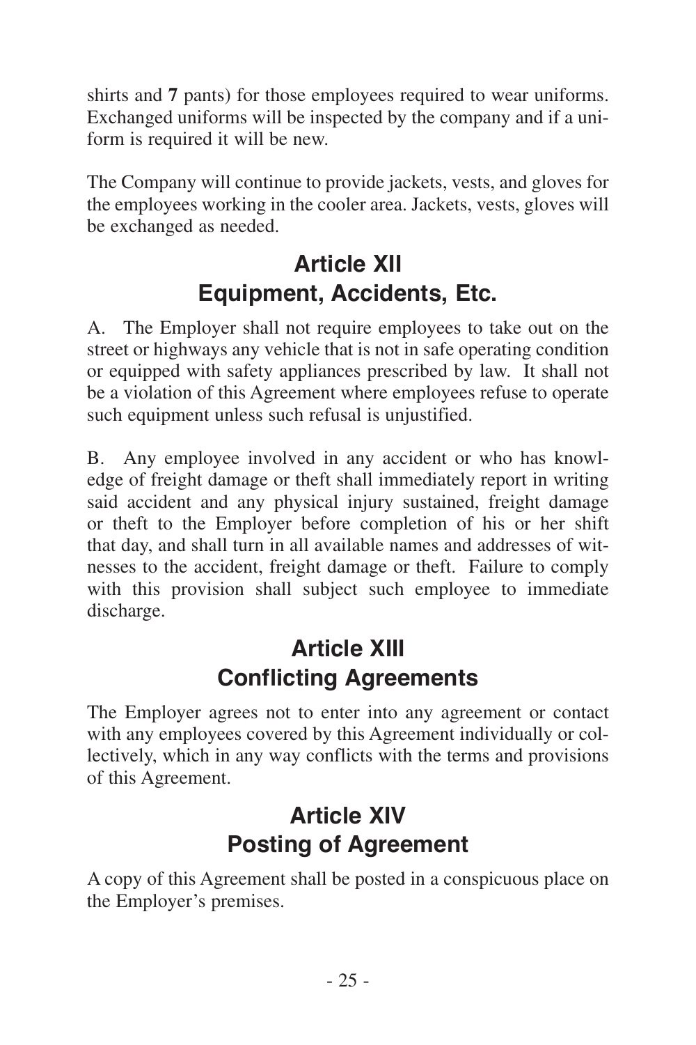shirts and **7** pants) for those employees required to wear uniforms. Exchanged uniforms will be inspected by the company and if a uniform is required it will be new.

The Company will continue to provide jackets, vests, and gloves for the employees working in the cooler area. Jackets, vests, gloves will be exchanged as needed.

## Article XII
## Equipment, Accidents, Etc.

A. The Employer shall not require employees to take out on the street or highways any vehicle that is not in safe operating condition or equipped with safety appliances prescribed by law. It shall not be a violation of this Agreement where employees refuse to operate such equipment unless such refusal is unjustified.

B. Any employee involved in any accident or who has knowledge of freight damage or theft shall immediately report in writing said accident and any physical injury sustained, freight damage or theft to the Employer before completion of his or her shift that day, and shall turn in all available names and addresses of witnesses to the accident, freight damage or theft. Failure to comply with this provision shall subject such employee to immediate discharge.

## Article XIII
## Conflicting Agreements

The Employer agrees not to enter into any agreement or contact with any employees covered by this Agreement individually or collectively, which in any way conflicts with the terms and provisions of this Agreement.

## Article XIV
## Posting of Agreement

A copy of this Agreement shall be posted in a conspicuous place on the Employer's premises.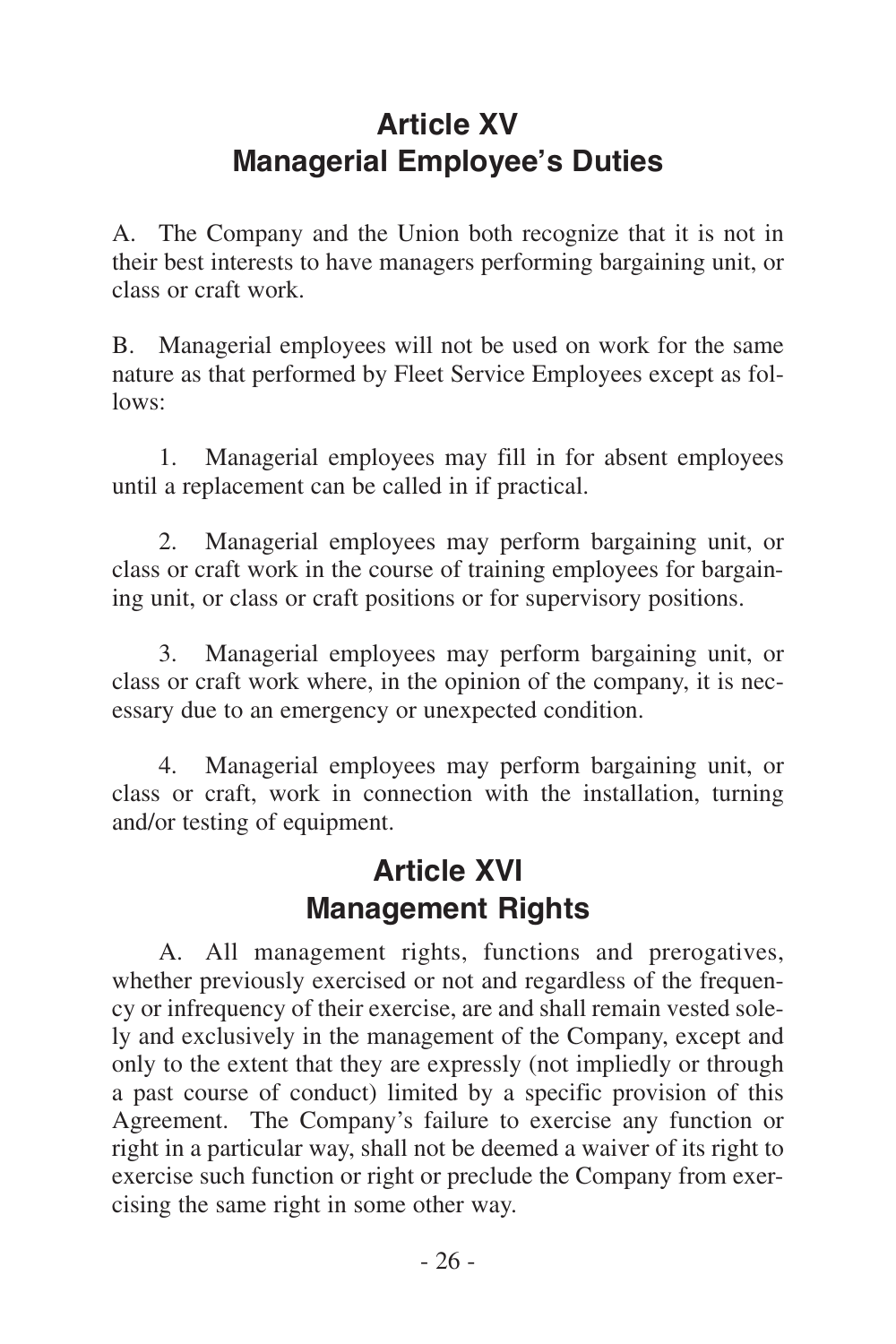## Article XV
## Managerial Employee's Duties

A. The Company and the Union both recognize that it is not in their best interests to have managers performing bargaining unit, or class or craft work.

B. Managerial employees will not be used on work for the same nature as that performed by Fleet Service Employees except as follows:

1. Managerial employees may fill in for absent employees until a replacement can be called in if practical.

2. Managerial employees may perform bargaining unit, or class or craft work in the course of training employees for bargaining unit, or class or craft positions or for supervisory positions.

3. Managerial employees may perform bargaining unit, or class or craft work where, in the opinion of the company, it is necessary due to an emergency or unexpected condition.

4. Managerial employees may perform bargaining unit, or class or craft, work in connection with the installation, turning and/or testing of equipment.

## Article XVI
## Management Rights

A. All management rights, functions and prerogatives, whether previously exercised or not and regardless of the frequency or infrequency of their exercise, are and shall remain vested solely and exclusively in the management of the Company, except and only to the extent that they are expressly (not impliedly or through a past course of conduct) limited by a specific provision of this Agreement. The Company's failure to exercise any function or right in a particular way, shall not be deemed a waiver of its right to exercise such function or right or preclude the Company from exercising the same right in some other way.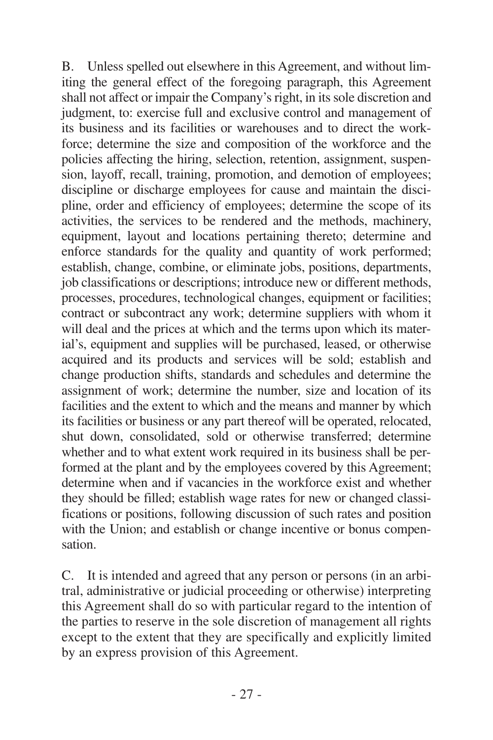B. Unless spelled out elsewhere in this Agreement, and without limiting the general effect of the foregoing paragraph, this Agreement shall not affect or impair the Company's right, in its sole discretion and judgment, to: exercise full and exclusive control and management of its business and its facilities or warehouses and to direct the workforce; determine the size and composition of the workforce and the policies affecting the hiring, selection, retention, assignment, suspension, layoff, recall, training, promotion, and demotion of employees; discipline or discharge employees for cause and maintain the discipline, order and efficiency of employees; determine the scope of its activities, the services to be rendered and the methods, machinery, equipment, layout and locations pertaining thereto; determine and enforce standards for the quality and quantity of work performed; establish, change, combine, or eliminate jobs, positions, departments, job classifications or descriptions; introduce new or different methods, processes, procedures, technological changes, equipment or facilities; contract or subcontract any work; determine suppliers with whom it will deal and the prices at which and the terms upon which its material's, equipment and supplies will be purchased, leased, or otherwise acquired and its products and services will be sold; establish and change production shifts, standards and schedules and determine the assignment of work; determine the number, size and location of its facilities and the extent to which and the means and manner by which its facilities or business or any part thereof will be operated, relocated, shut down, consolidated, sold or otherwise transferred; determine whether and to what extent work required in its business shall be performed at the plant and by the employees covered by this Agreement; determine when and if vacancies in the workforce exist and whether they should be filled; establish wage rates for new or changed classifications or positions, following discussion of such rates and position with the Union; and establish or change incentive or bonus compensation.

C. It is intended and agreed that any person or persons (in an arbitral, administrative or judicial proceeding or otherwise) interpreting this Agreement shall do so with particular regard to the intention of the parties to reserve in the sole discretion of management all rights except to the extent that they are specifically and explicitly limited by an express provision of this Agreement.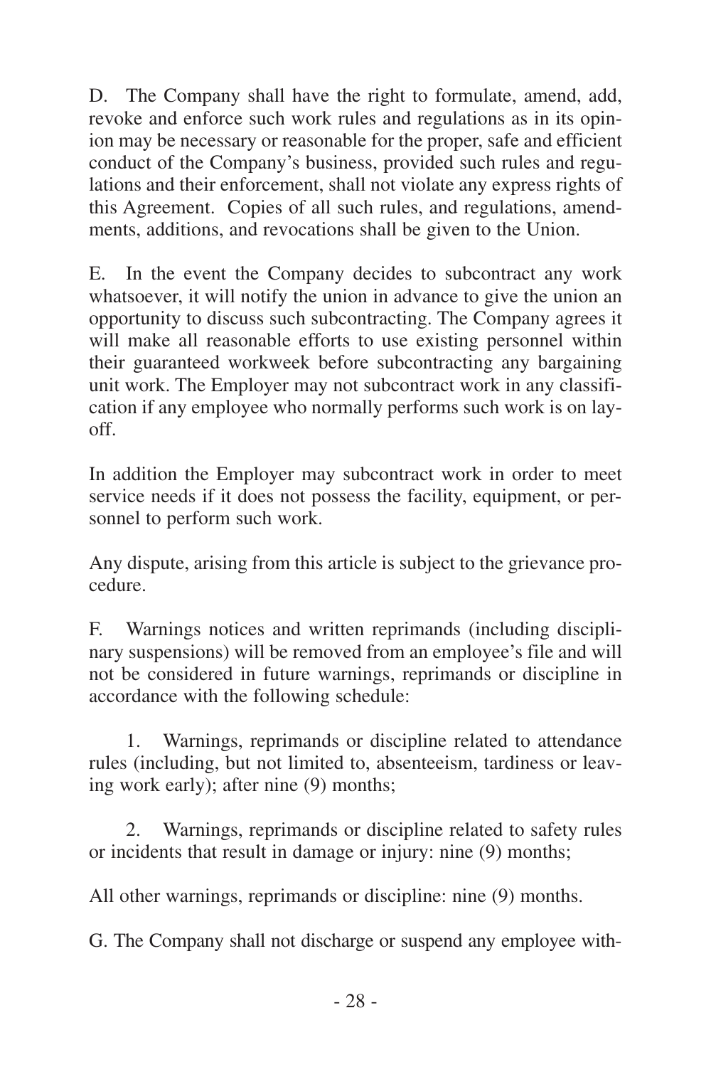D. The Company shall have the right to formulate, amend, add, revoke and enforce such work rules and regulations as in its opinion may be necessary or reasonable for the proper, safe and efficient conduct of the Company's business, provided such rules and regulations and their enforcement, shall not violate any express rights of this Agreement. Copies of all such rules, and regulations, amendments, additions, and revocations shall be given to the Union.

E. In the event the Company decides to subcontract any work whatsoever, it will notify the union in advance to give the union an opportunity to discuss such subcontracting. The Company agrees it will make all reasonable efforts to use existing personnel within their guaranteed workweek before subcontracting any bargaining unit work. The Employer may not subcontract work in any classification if any employee who normally performs such work is on layoff.

In addition the Employer may subcontract work in order to meet service needs if it does not possess the facility, equipment, or personnel to perform such work.

Any dispute, arising from this article is subject to the grievance procedure.

F. Warnings notices and written reprimands (including disciplinary suspensions) will be removed from an employee's file and will not be considered in future warnings, reprimands or discipline in accordance with the following schedule:

1. Warnings, reprimands or discipline related to attendance rules (including, but not limited to, absenteeism, tardiness or leaving work early); after nine (9) months;

2. Warnings, reprimands or discipline related to safety rules or incidents that result in damage or injury: nine (9) months;

All other warnings, reprimands or discipline: nine (9) months.

G. The Company shall not discharge or suspend any employee with-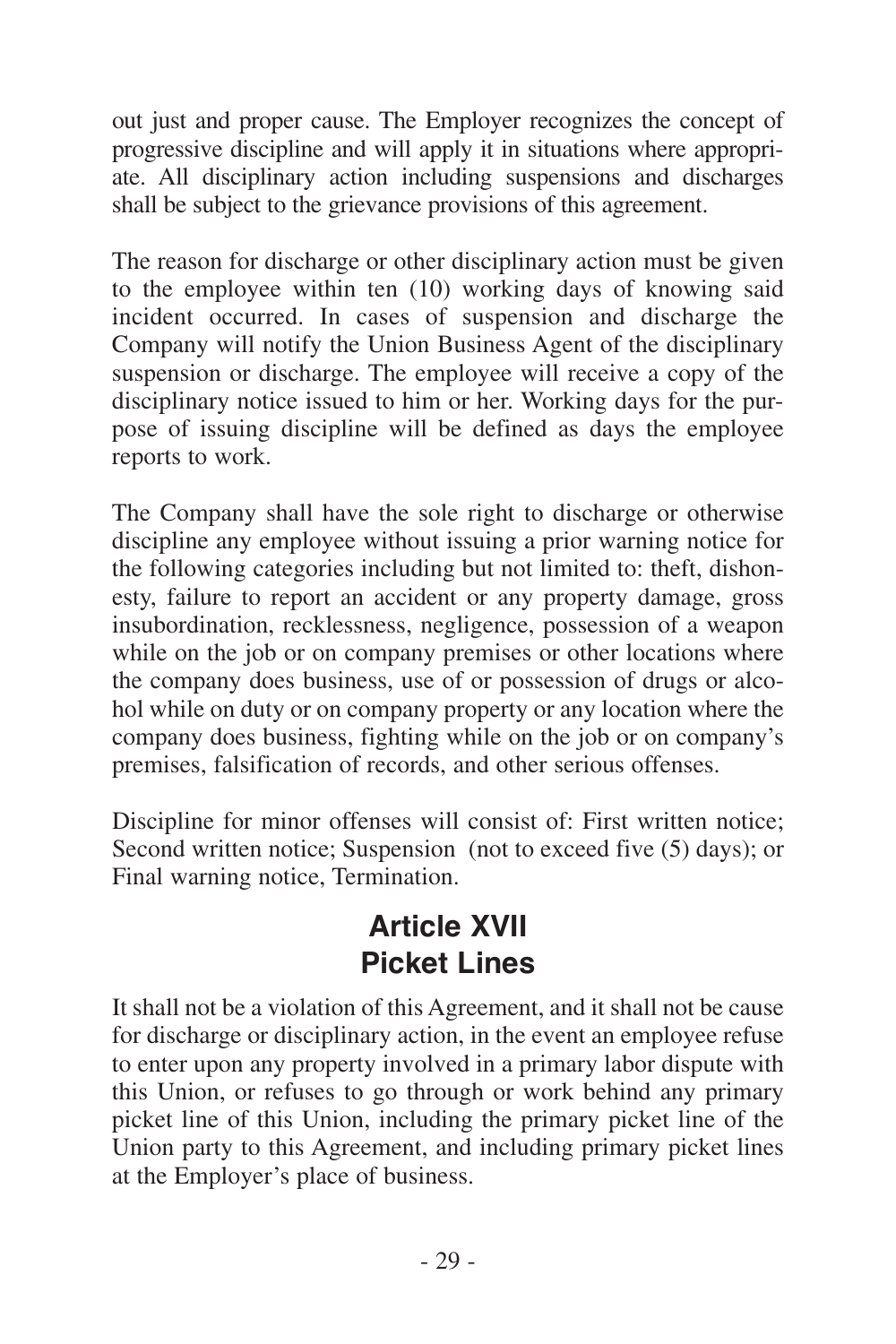out just and proper cause. The Employer recognizes the concept of progressive discipline and will apply it in situations where appropriate. All disciplinary action including suspensions and discharges shall be subject to the grievance provisions of this agreement.

The reason for discharge or other disciplinary action must be given to the employee within ten (10) working days of knowing said incident occurred. In cases of suspension and discharge the Company will notify the Union Business Agent of the disciplinary suspension or discharge. The employee will receive a copy of the disciplinary notice issued to him or her. Working days for the purpose of issuing discipline will be defined as days the employee reports to work.

The Company shall have the sole right to discharge or otherwise discipline any employee without issuing a prior warning notice for the following categories including but not limited to: theft, dishonesty, failure to report an accident or any property damage, gross insubordination, recklessness, negligence, possession of a weapon while on the job or on company premises or other locations where the company does business, use of or possession of drugs or alcohol while on duty or on company property or any location where the company does business, fighting while on the job or on company's premises, falsification of records, and other serious offenses.

Discipline for minor offenses will consist of: First written notice; Second written notice; Suspension (not to exceed five (5) days); or Final warning notice, Termination.

## Article XVII
## Picket Lines

It shall not be a violation of this Agreement, and it shall not be cause for discharge or disciplinary action, in the event an employee refuse to enter upon any property involved in a primary labor dispute with this Union, or refuses to go through or work behind any primary picket line of this Union, including the primary picket line of the Union party to this Agreement, and including primary picket lines at the Employer's place of business.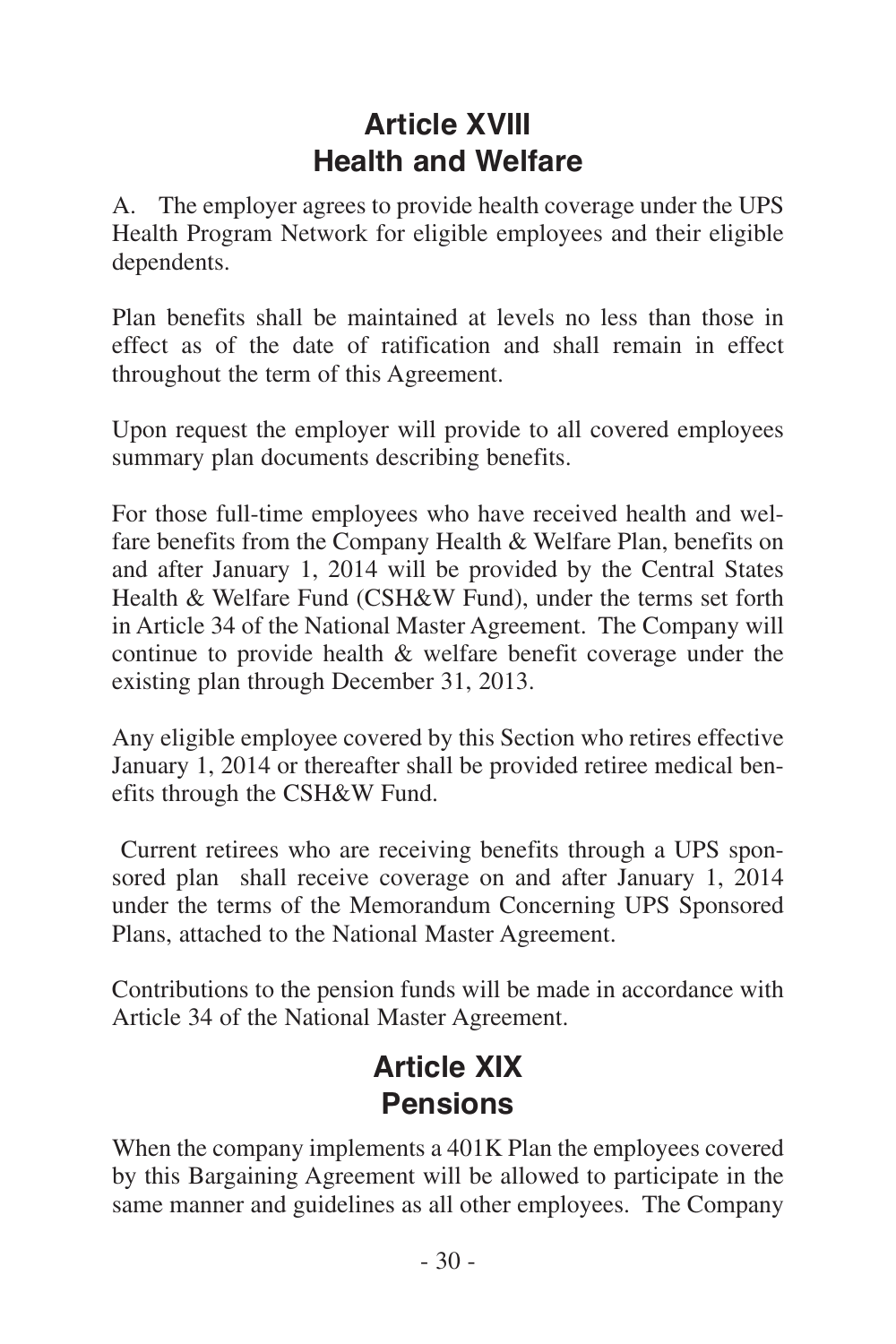## Article XVIII
## Health and Welfare

A. The employer agrees to provide health coverage under the UPS Health Program Network for eligible employees and their eligible dependents.

Plan benefits shall be maintained at levels no less than those in effect as of the date of ratification and shall remain in effect throughout the term of this Agreement.

Upon request the employer will provide to all covered employees summary plan documents describing benefits.

For those full-time employees who have received health and welfare benefits from the Company Health & Welfare Plan, benefits on and after January 1, 2014 will be provided by the Central States Health & Welfare Fund (CSH&W Fund), under the terms set forth in Article 34 of the National Master Agreement. The Company will continue to provide health & welfare benefit coverage under the existing plan through December 31, 2013.

Any eligible employee covered by this Section who retires effective January 1, 2014 or thereafter shall be provided retiree medical benefits through the CSH&W Fund.

Current retirees who are receiving benefits through a UPS sponsored plan shall receive coverage on and after January 1, 2014 under the terms of the Memorandum Concerning UPS Sponsored Plans, attached to the National Master Agreement.

Contributions to the pension funds will be made in accordance with Article 34 of the National Master Agreement.

## Article XIX
## Pensions

When the company implements a 401K Plan the employees covered by this Bargaining Agreement will be allowed to participate in the same manner and guidelines as all other employees. The Company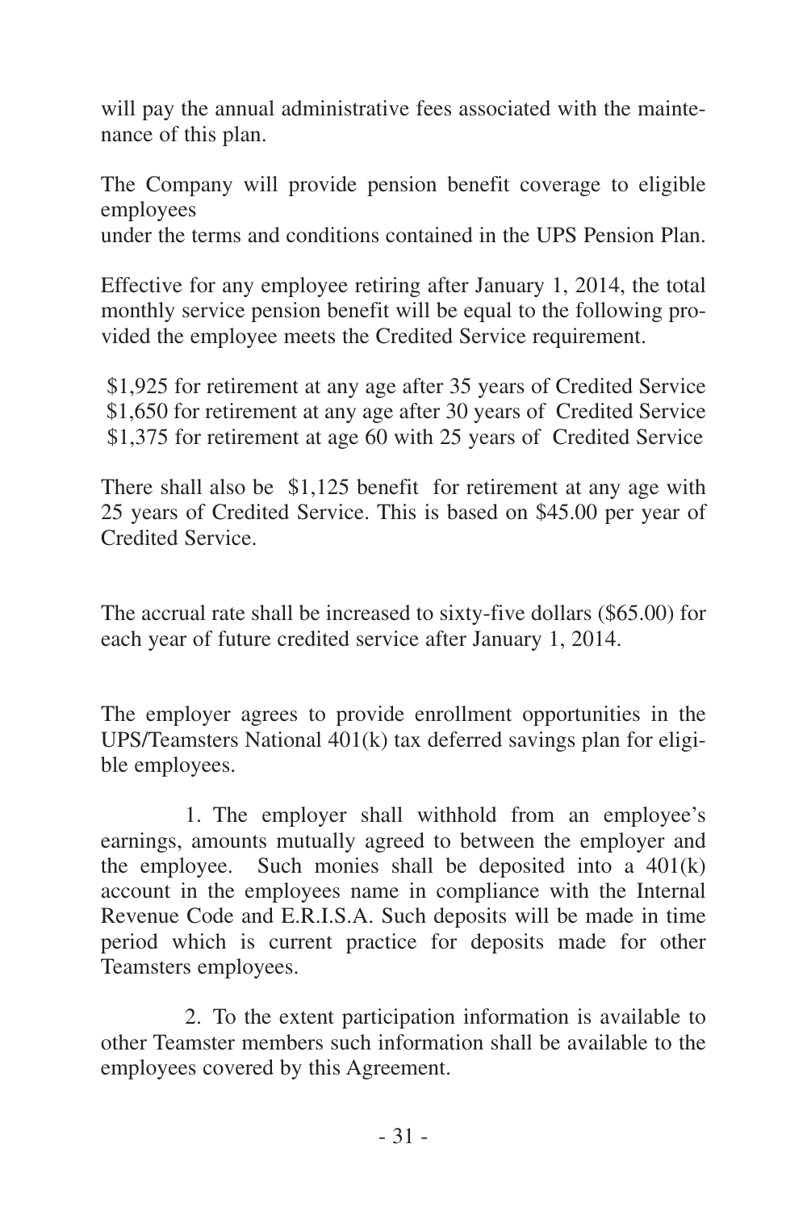will pay the annual administrative fees associated with the maintenance of this plan.

The Company will provide pension benefit coverage to eligible employees
under the terms and conditions contained in the UPS Pension Plan.

Effective for any employee retiring after January 1, 2014, the total monthly service pension benefit will be equal to the following provided the employee meets the Credited Service requirement.

$1,925 for retirement at any age after 35 years of Credited Service
$1,650 for retirement at any age after 30 years of Credited Service
$1,375 for retirement at age 60 with 25 years of Credited Service

There shall also be $1,125 benefit for retirement at any age with 25 years of Credited Service. This is based on $45.00 per year of Credited Service.

The accrual rate shall be increased to sixty-five dollars ($65.00) for each year of future credited service after January 1, 2014.

The employer agrees to provide enrollment opportunities in the UPS/Teamsters National 401(k) tax deferred savings plan for eligible employees.

1. The employer shall withhold from an employee's earnings, amounts mutually agreed to between the employer and the employee. Such monies shall be deposited into a 401(k) account in the employees name in compliance with the Internal Revenue Code and E.R.I.S.A. Such deposits will be made in time period which is current practice for deposits made for other Teamsters employees.

2. To the extent participation information is available to other Teamster members such information shall be available to the employees covered by this Agreement.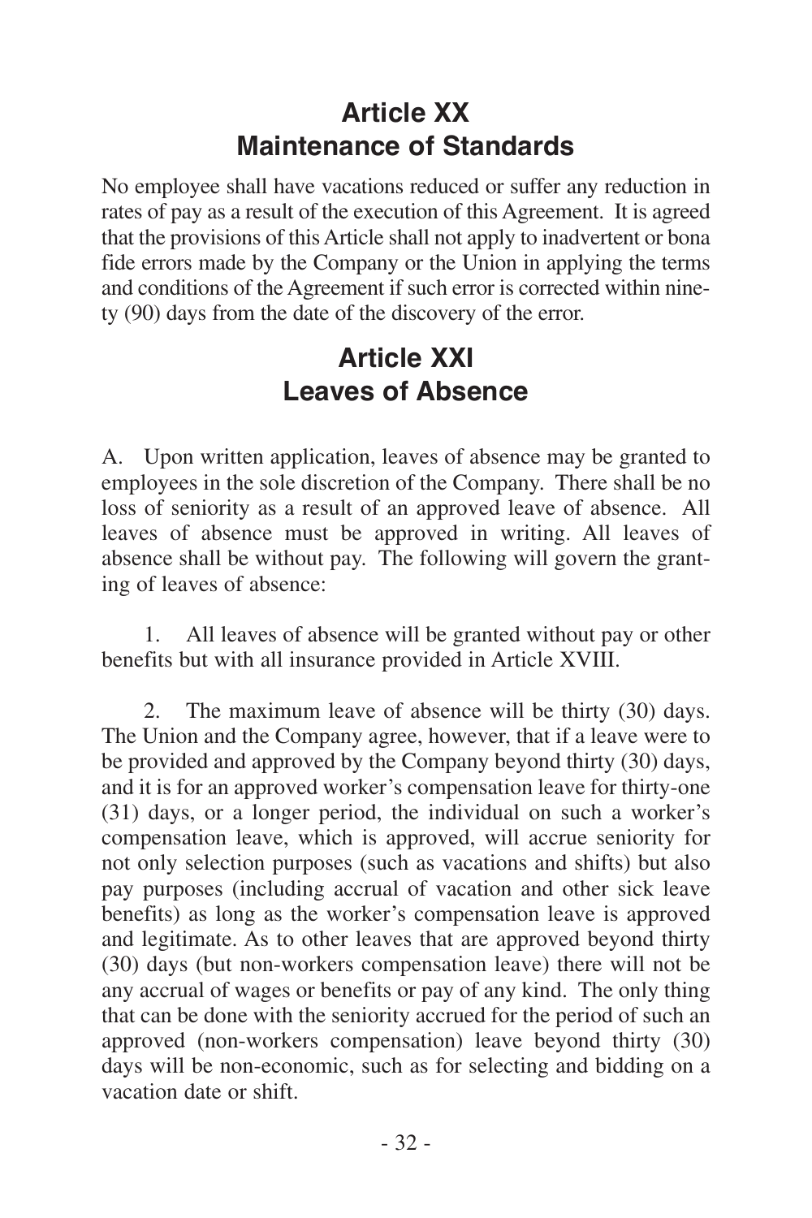# Article XX
# Maintenance of Standards

No employee shall have vacations reduced or suffer any reduction in rates of pay as a result of the execution of this Agreement. It is agreed that the provisions of this Article shall not apply to inadvertent or bona fide errors made by the Company or the Union in applying the terms and conditions of the Agreement if such error is corrected within ninety (90) days from the date of the discovery of the error.

# Article XXI
# Leaves of Absence

A. Upon written application, leaves of absence may be granted to employees in the sole discretion of the Company. There shall be no loss of seniority as a result of an approved leave of absence. All leaves of absence must be approved in writing. All leaves of absence shall be without pay. The following will govern the granting of leaves of absence:

1. All leaves of absence will be granted without pay or other benefits but with all insurance provided in Article XVIII.

2. The maximum leave of absence will be thirty (30) days. The Union and the Company agree, however, that if a leave were to be provided and approved by the Company beyond thirty (30) days, and it is for an approved worker's compensation leave for thirty-one (31) days, or a longer period, the individual on such a worker's compensation leave, which is approved, will accrue seniority for not only selection purposes (such as vacations and shifts) but also pay purposes (including accrual of vacation and other sick leave benefits) as long as the worker's compensation leave is approved and legitimate. As to other leaves that are approved beyond thirty (30) days (but non-workers compensation leave) there will not be any accrual of wages or benefits or pay of any kind. The only thing that can be done with the seniority accrued for the period of such an approved (non-workers compensation) leave beyond thirty (30) days will be non-economic, such as for selecting and bidding on a vacation date or shift.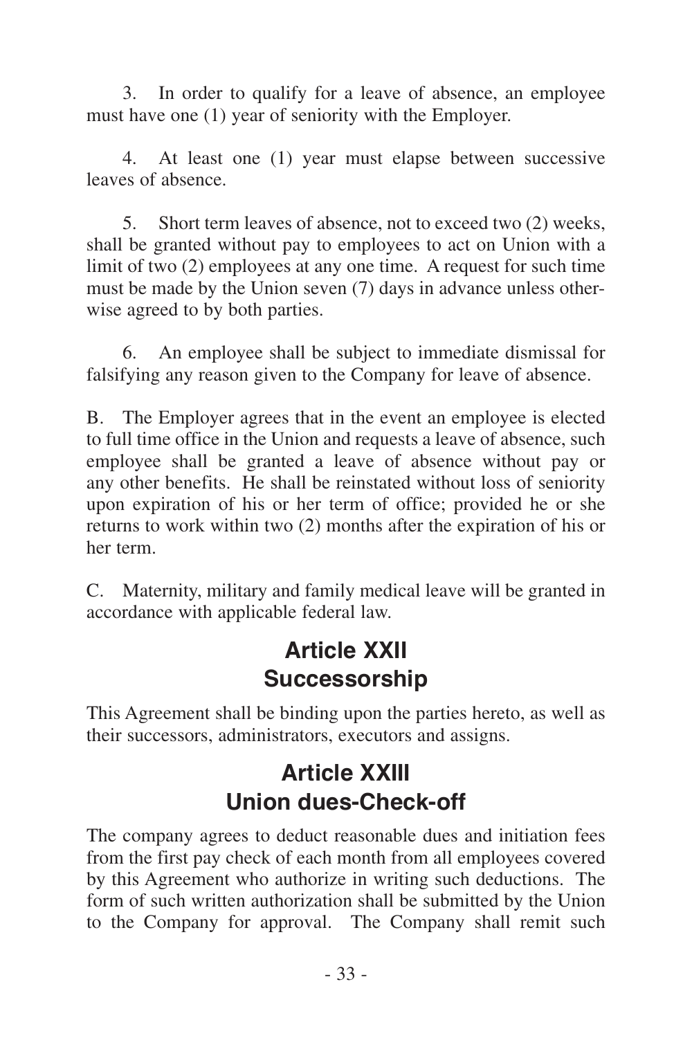3. In order to qualify for a leave of absence, an employee must have one (1) year of seniority with the Employer.

4. At least one (1) year must elapse between successive leaves of absence.

5. Short term leaves of absence, not to exceed two (2) weeks, shall be granted without pay to employees to act on Union with a limit of two (2) employees at any one time. A request for such time must be made by the Union seven (7) days in advance unless otherwise agreed to by both parties.

6. An employee shall be subject to immediate dismissal for falsifying any reason given to the Company for leave of absence.

B. The Employer agrees that in the event an employee is elected to full time office in the Union and requests a leave of absence, such employee shall be granted a leave of absence without pay or any other benefits. He shall be reinstated without loss of seniority upon expiration of his or her term of office; provided he or she returns to work within two (2) months after the expiration of his or her term.

C. Maternity, military and family medical leave will be granted in accordance with applicable federal law.

## Article XXII
## Successorship

This Agreement shall be binding upon the parties hereto, as well as their successors, administrators, executors and assigns.

## Article XXIII
## Union dues-Check-off

The company agrees to deduct reasonable dues and initiation fees from the first pay check of each month from all employees covered by this Agreement who authorize in writing such deductions. The form of such written authorization shall be submitted by the Union to the Company for approval. The Company shall remit such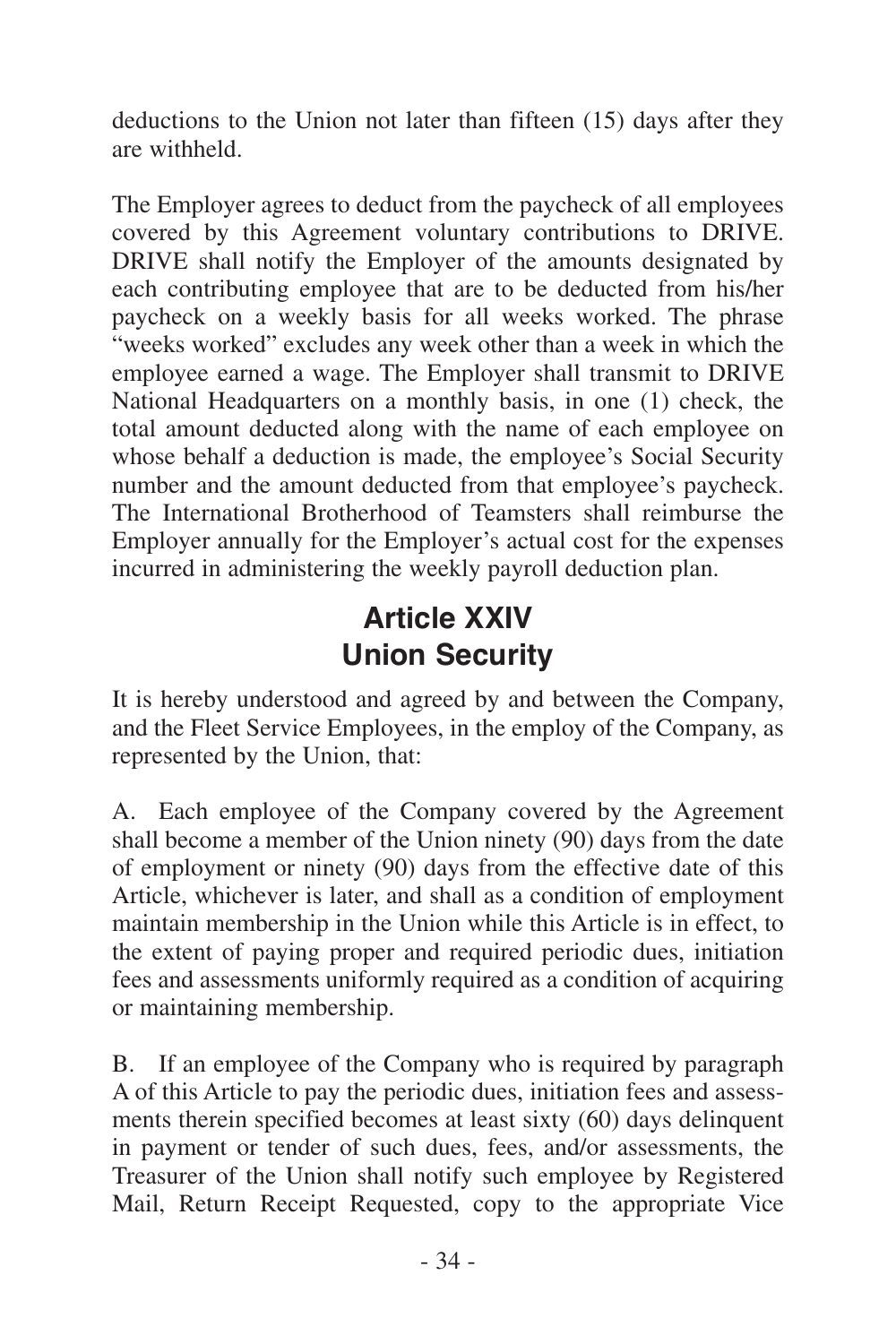deductions to the Union not later than fifteen (15) days after they are withheld.

The Employer agrees to deduct from the paycheck of all employees covered by this Agreement voluntary contributions to DRIVE. DRIVE shall notify the Employer of the amounts designated by each contributing employee that are to be deducted from his/her paycheck on a weekly basis for all weeks worked. The phrase "weeks worked" excludes any week other than a week in which the employee earned a wage. The Employer shall transmit to DRIVE National Headquarters on a monthly basis, in one (1) check, the total amount deducted along with the name of each employee on whose behalf a deduction is made, the employee's Social Security number and the amount deducted from that employee's paycheck. The International Brotherhood of Teamsters shall reimburse the Employer annually for the Employer's actual cost for the expenses incurred in administering the weekly payroll deduction plan.

## Article XXIV
## Union Security

It is hereby understood and agreed by and between the Company, and the Fleet Service Employees, in the employ of the Company, as represented by the Union, that:

A. Each employee of the Company covered by the Agreement shall become a member of the Union ninety (90) days from the date of employment or ninety (90) days from the effective date of this Article, whichever is later, and shall as a condition of employment maintain membership in the Union while this Article is in effect, to the extent of paying proper and required periodic dues, initiation fees and assessments uniformly required as a condition of acquiring or maintaining membership.

B. If an employee of the Company who is required by paragraph A of this Article to pay the periodic dues, initiation fees and assessments therein specified becomes at least sixty (60) days delinquent in payment or tender of such dues, fees, and/or assessments, the Treasurer of the Union shall notify such employee by Registered Mail, Return Receipt Requested, copy to the appropriate Vice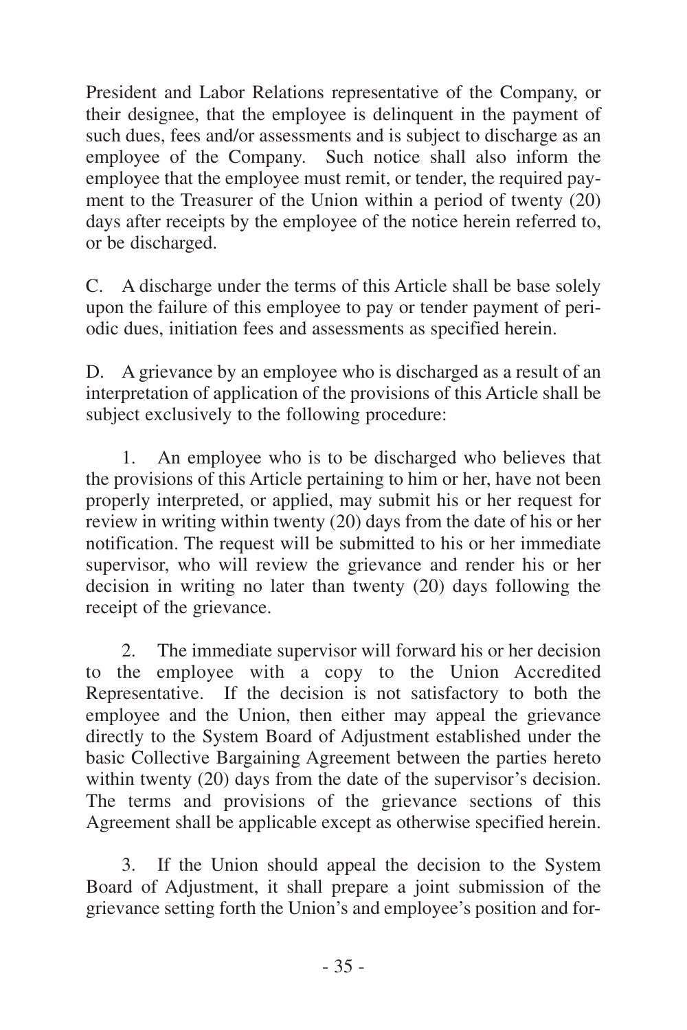President and Labor Relations representative of the Company, or their designee, that the employee is delinquent in the payment of such dues, fees and/or assessments and is subject to discharge as an employee of the Company. Such notice shall also inform the employee that the employee must remit, or tender, the required payment to the Treasurer of the Union within a period of twenty (20) days after receipts by the employee of the notice herein referred to, or be discharged.

C. A discharge under the terms of this Article shall be base solely upon the failure of this employee to pay or tender payment of periodic dues, initiation fees and assessments as specified herein.

D. A grievance by an employee who is discharged as a result of an interpretation of application of the provisions of this Article shall be subject exclusively to the following procedure:

1. An employee who is to be discharged who believes that the provisions of this Article pertaining to him or her, have not been properly interpreted, or applied, may submit his or her request for review in writing within twenty (20) days from the date of his or her notification. The request will be submitted to his or her immediate supervisor, who will review the grievance and render his or her decision in writing no later than twenty (20) days following the receipt of the grievance.

2. The immediate supervisor will forward his or her decision to the employee with a copy to the Union Accredited Representative. If the decision is not satisfactory to both the employee and the Union, then either may appeal the grievance directly to the System Board of Adjustment established under the basic Collective Bargaining Agreement between the parties hereto within twenty (20) days from the date of the supervisor's decision. The terms and provisions of the grievance sections of this Agreement shall be applicable except as otherwise specified herein.

3. If the Union should appeal the decision to the System Board of Adjustment, it shall prepare a joint submission of the grievance setting forth the Union's and employee's position and for-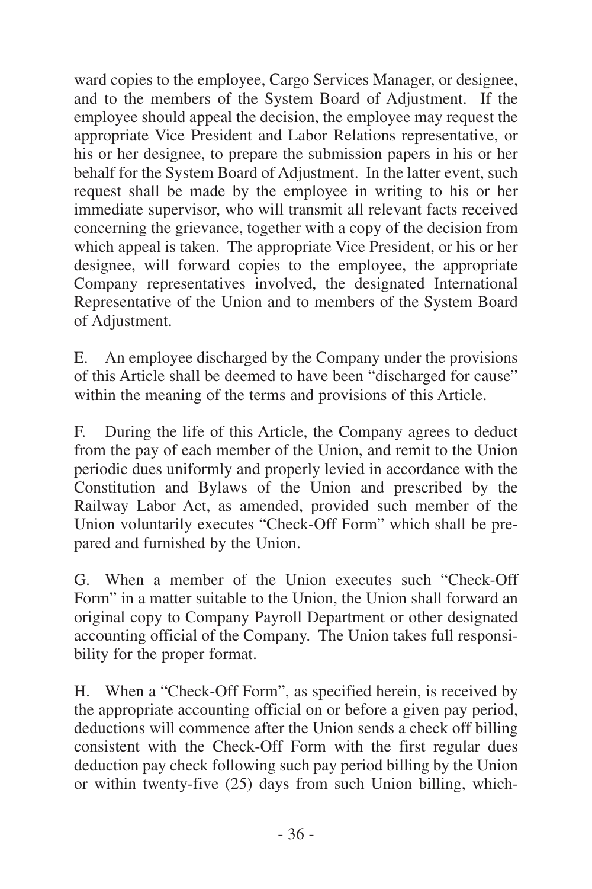ward copies to the employee, Cargo Services Manager, or designee, and to the members of the System Board of Adjustment. If the employee should appeal the decision, the employee may request the appropriate Vice President and Labor Relations representative, or his or her designee, to prepare the submission papers in his or her behalf for the System Board of Adjustment. In the latter event, such request shall be made by the employee in writing to his or her immediate supervisor, who will transmit all relevant facts received concerning the grievance, together with a copy of the decision from which appeal is taken. The appropriate Vice President, or his or her designee, will forward copies to the employee, the appropriate Company representatives involved, the designated International Representative of the Union and to members of the System Board of Adjustment.

E. An employee discharged by the Company under the provisions of this Article shall be deemed to have been "discharged for cause" within the meaning of the terms and provisions of this Article.

F. During the life of this Article, the Company agrees to deduct from the pay of each member of the Union, and remit to the Union periodic dues uniformly and properly levied in accordance with the Constitution and Bylaws of the Union and prescribed by the Railway Labor Act, as amended, provided such member of the Union voluntarily executes "Check-Off Form" which shall be prepared and furnished by the Union.

G. When a member of the Union executes such "Check-Off Form" in a matter suitable to the Union, the Union shall forward an original copy to Company Payroll Department or other designated accounting official of the Company. The Union takes full responsibility for the proper format.

H. When a "Check-Off Form", as specified herein, is received by the appropriate accounting official on or before a given pay period, deductions will commence after the Union sends a check off billing consistent with the Check-Off Form with the first regular dues deduction pay check following such pay period billing by the Union or within twenty-five (25) days from such Union billing, which-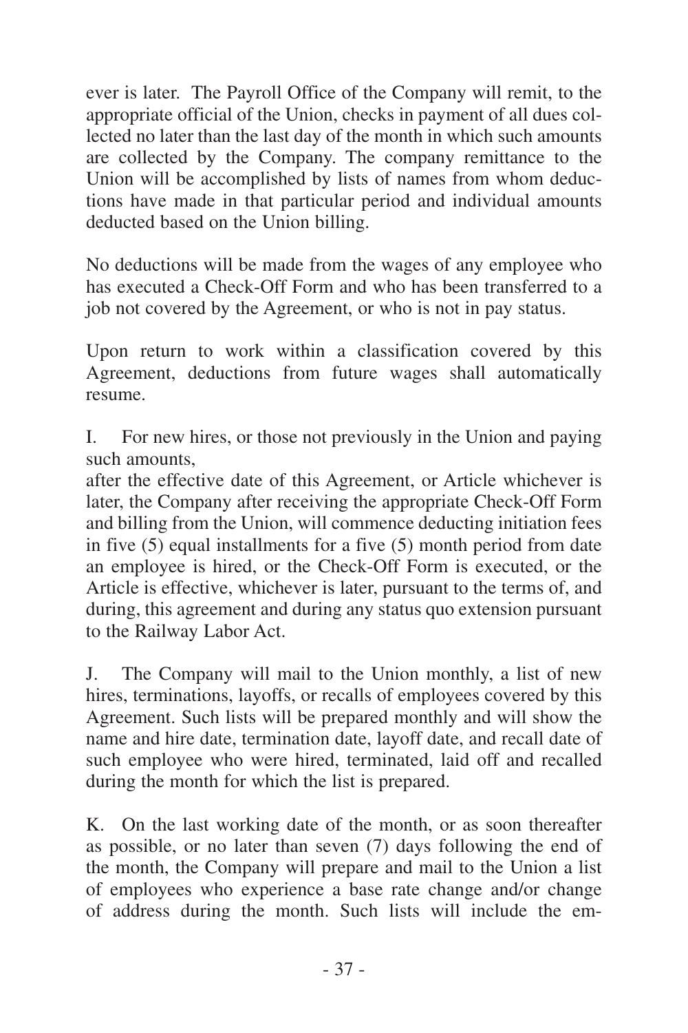ever is later. The Payroll Office of the Company will remit, to the appropriate official of the Union, checks in payment of all dues collected no later than the last day of the month in which such amounts are collected by the Company. The company remittance to the Union will be accomplished by lists of names from whom deductions have made in that particular period and individual amounts deducted based on the Union billing.

No deductions will be made from the wages of any employee who has executed a Check-Off Form and who has been transferred to a job not covered by the Agreement, or who is not in pay status.

Upon return to work within a classification covered by this Agreement, deductions from future wages shall automatically resume.

I. For new hires, or those not previously in the Union and paying such amounts,
after the effective date of this Agreement, or Article whichever is later, the Company after receiving the appropriate Check-Off Form and billing from the Union, will commence deducting initiation fees in five (5) equal installments for a five (5) month period from date an employee is hired, or the Check-Off Form is executed, or the Article is effective, whichever is later, pursuant to the terms of, and during, this agreement and during any status quo extension pursuant to the Railway Labor Act.

J. The Company will mail to the Union monthly, a list of new hires, terminations, layoffs, or recalls of employees covered by this Agreement. Such lists will be prepared monthly and will show the name and hire date, termination date, layoff date, and recall date of such employee who were hired, terminated, laid off and recalled during the month for which the list is prepared.

K. On the last working date of the month, or as soon thereafter as possible, or no later than seven (7) days following the end of the month, the Company will prepare and mail to the Union a list of employees who experience a base rate change and/or change of address during the month. Such lists will include the em-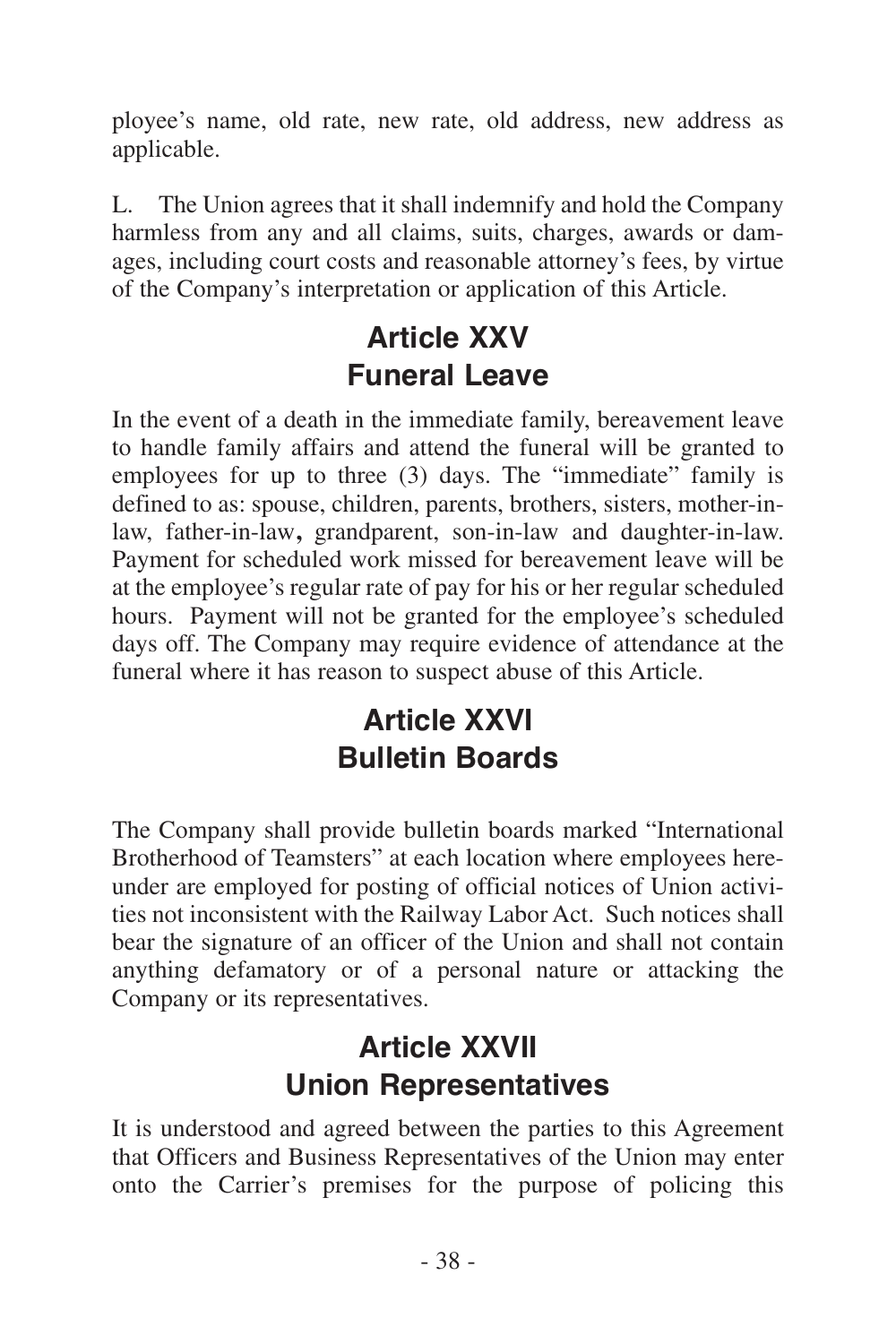ployee's name, old rate, new rate, old address, new address as applicable.

L. The Union agrees that it shall indemnify and hold the Company harmless from any and all claims, suits, charges, awards or damages, including court costs and reasonable attorney's fees, by virtue of the Company's interpretation or application of this Article.

## Article XXV
## Funeral Leave

In the event of a death in the immediate family, bereavement leave to handle family affairs and attend the funeral will be granted to employees for up to three (3) days. The "immediate" family is defined to as: spouse, children, parents, brothers, sisters, mother-in-law, father-in-law**,** grandparent, son-in-law and daughter-in-law. Payment for scheduled work missed for bereavement leave will be at the employee's regular rate of pay for his or her regular scheduled hours. Payment will not be granted for the employee's scheduled days off. The Company may require evidence of attendance at the funeral where it has reason to suspect abuse of this Article.

## Article XXVI
## Bulletin Boards

The Company shall provide bulletin boards marked "International Brotherhood of Teamsters" at each location where employees hereunder are employed for posting of official notices of Union activities not inconsistent with the Railway Labor Act. Such notices shall bear the signature of an officer of the Union and shall not contain anything defamatory or of a personal nature or attacking the Company or its representatives.

## Article XXVII
## Union Representatives

It is understood and agreed between the parties to this Agreement that Officers and Business Representatives of the Union may enter onto the Carrier's premises for the purpose of policing this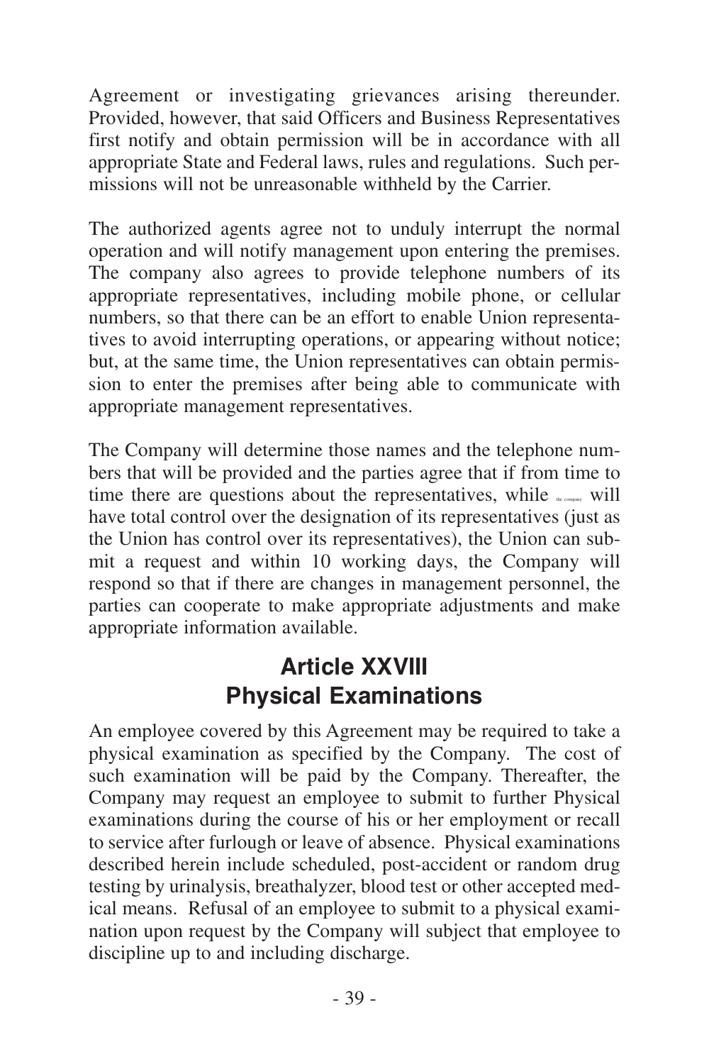Agreement or investigating grievances arising thereunder. Provided, however, that said Officers and Business Representatives first notify and obtain permission will be in accordance with all appropriate State and Federal laws, rules and regulations. Such permissions will not be unreasonable withheld by the Carrier.

The authorized agents agree not to unduly interrupt the normal operation and will notify management upon entering the premises. The company also agrees to provide telephone numbers of its appropriate representatives, including mobile phone, or cellular numbers, so that there can be an effort to enable Union representatives to avoid interrupting operations, or appearing without notice; but, at the same time, the Union representatives can obtain permission to enter the premises after being able to communicate with appropriate management representatives.

The Company will determine those names and the telephone numbers that will be provided and the parties agree that if from time to time there are questions about the representatives, while the company will have total control over the designation of its representatives (just as the Union has control over its representatives), the Union can submit a request and within 10 working days, the Company will respond so that if there are changes in management personnel, the parties can cooperate to make appropriate adjustments and make appropriate information available.

## Article XXVIII
## Physical Examinations

An employee covered by this Agreement may be required to take a physical examination as specified by the Company. The cost of such examination will be paid by the Company. Thereafter, the Company may request an employee to submit to further Physical examinations during the course of his or her employment or recall to service after furlough or leave of absence. Physical examinations described herein include scheduled, post-accident or random drug testing by urinalysis, breathalyzer, blood test or other accepted medical means. Refusal of an employee to submit to a physical examination upon request by the Company will subject that employee to discipline up to and including discharge.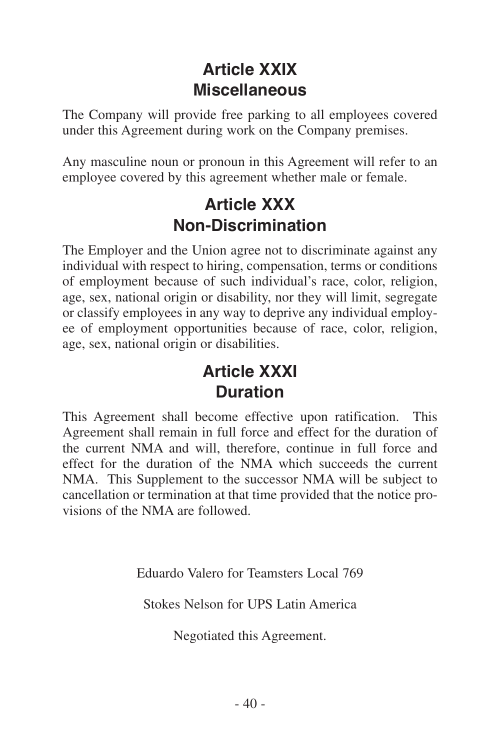## Article XXIX
## Miscellaneous

The Company will provide free parking to all employees covered under this Agreement during work on the Company premises.

Any masculine noun or pronoun in this Agreement will refer to an employee covered by this agreement whether male or female.

## Article XXX
## Non-Discrimination

The Employer and the Union agree not to discriminate against any individual with respect to hiring, compensation, terms or conditions of employment because of such individual's race, color, religion, age, sex, national origin or disability, nor they will limit, segregate or classify employees in any way to deprive any individual employee of employment opportunities because of race, color, religion, age, sex, national origin or disabilities.

## Article XXXI
## Duration

This Agreement shall become effective upon ratification. This Agreement shall remain in full force and effect for the duration of the current NMA and will, therefore, continue in full force and effect for the duration of the NMA which succeeds the current NMA. This Supplement to the successor NMA will be subject to cancellation or termination at that time provided that the notice provisions of the NMA are followed.

Eduardo Valero for Teamsters Local 769

Stokes Nelson for UPS Latin America

Negotiated this Agreement.